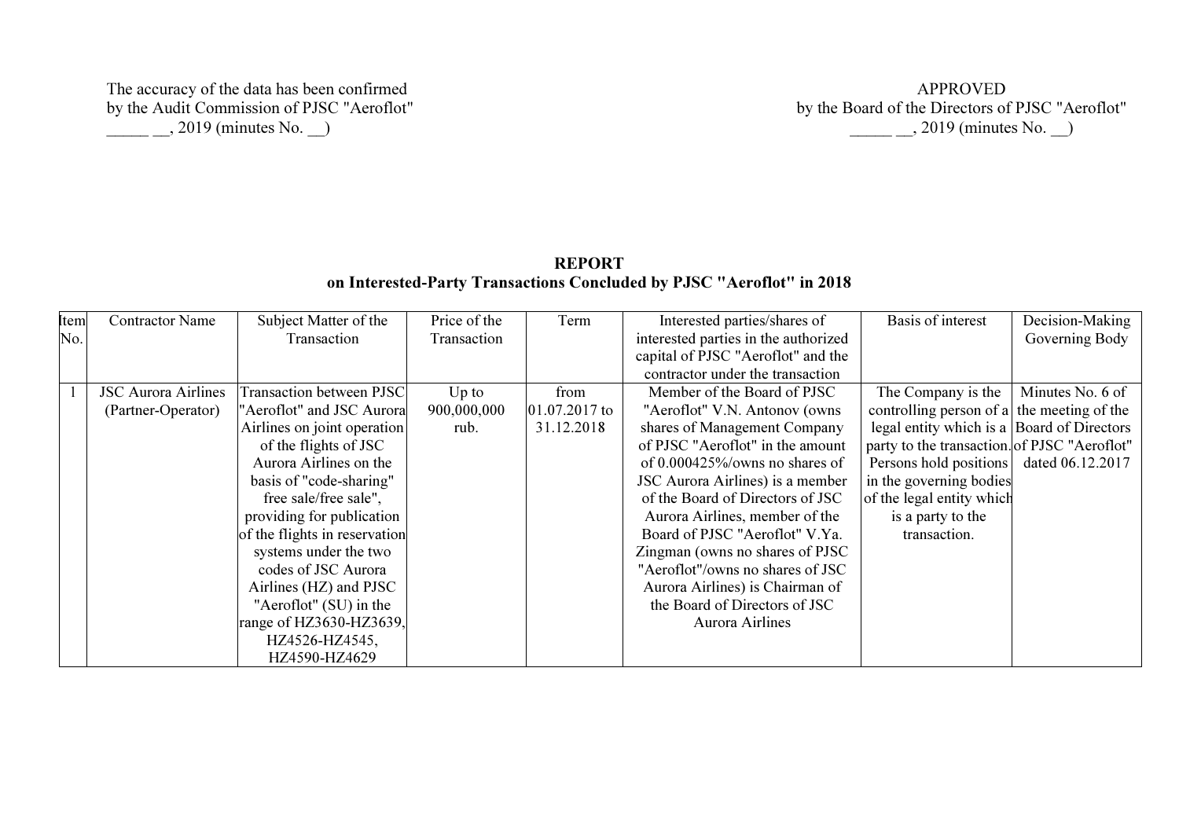The accuracy of the data has been confirmed
by the Audit Commission of PJSC "Aeroflot"
_____ __, 2019 (minutes No. __)

APPROVED
by the Board of the Directors of PJSC "Aeroflot"
_____ __, 2019 (minutes No. __)

**REPORT**
**on Interested-Party Transactions Concluded by PJSC "Aeroflot" in 2018**

| Item No. | Contractor Name | Subject Matter of the Transaction | Price of the Transaction | Term | Interested parties/shares of interested parties in the authorized capital of PJSC "Aeroflot" and the contractor under the transaction | Basis of interest | Decision-Making Governing Body |
|---|---|---|---|---|---|---|---|
| 1 | JSC Aurora Airlines (Partner-Operator) | Transaction between PJSC "Aeroflot" and JSC Aurora Airlines on joint operation of the flights of JSC Aurora Airlines on the basis of "code-sharing" free sale/free sale", providing for publication of the flights in reservation systems under the two codes of JSC Aurora Airlines (HZ) and PJSC "Aeroflot" (SU) in the range of HZ3630-HZ3639, HZ4526-HZ4545, HZ4590-HZ4629 | Up to 900,000,000 rub. | from 01.07.2017 to 31.12.2018 | Member of the Board of PJSC "Aeroflot" V.N. Antonov (owns shares of Management Company of PJSC "Aeroflot" in the amount of 0.000425%/owns no shares of JSC Aurora Airlines) is a member of the Board of Directors of JSC Aurora Airlines, member of the Board of PJSC "Aeroflot" V.Ya. Zingman (owns no shares of PJSC "Aeroflot"/owns no shares of JSC Aurora Airlines) is Chairman of the Board of Directors of JSC Aurora Airlines | The Company is the controlling person of a legal entity which is a party to the transaction. Persons hold positions in the governing bodies of the legal entity which is a party to the transaction. | Minutes No. 6 of the meeting of the Board of Directors of PJSC "Aeroflot" dated 06.12.2017 |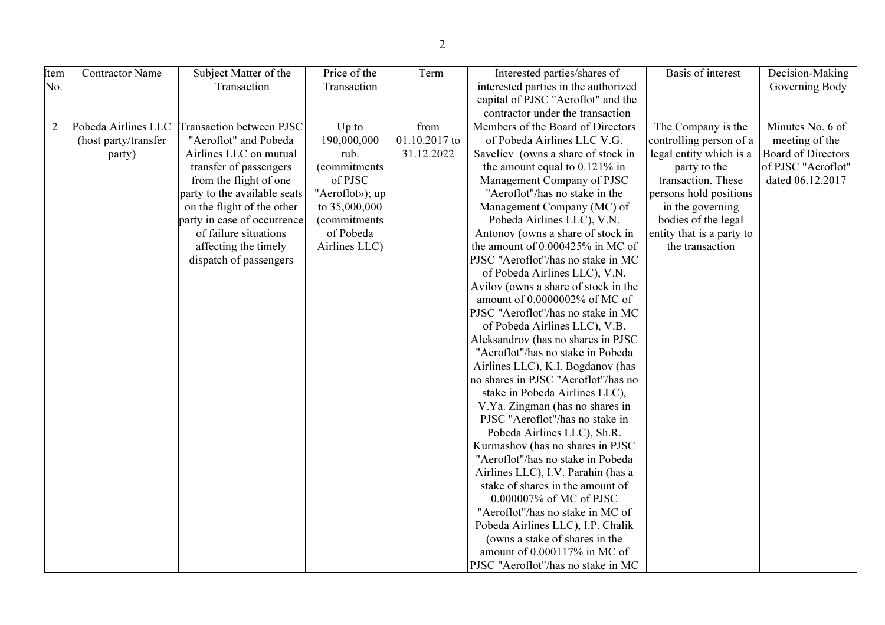| Item No. | Contractor Name | Subject Matter of the Transaction | Price of the Transaction | Term | Interested parties/shares of interested parties in the authorized capital of PJSC "Aeroflot" and the contractor under the transaction | Basis of interest | Decision-Making Governing Body |
|---|---|---|---|---|---|---|---|
| 2 | Pobeda Airlines LLC (host party/transfer party) | Transaction between PJSC "Aeroflot" and Pobeda Airlines LLC on mutual transfer of passengers from the flight of one party to the available seats on the flight of the other party in case of occurrence of failure situations affecting the timely dispatch of passengers | Up to 190,000,000 rub. (commitments of PJSC "Aeroflot»); up to 35,000,000 (commitments of Pobeda Airlines LLC) | from 01.10.2017 to 31.12.2022 | Members of the Board of Directors of Pobeda Airlines LLC V.G. Saveliev (owns a share of stock in the amount equal to 0.121% in Management Company of PJSC "Aeroflot"/has no stake in the Management Company (MC) of Pobeda Airlines LLC), V.N. Antonov (owns a share of stock in the amount of 0.000425% in MC of PJSC "Aeroflot"/has no stake in MC of Pobeda Airlines LLC), V.N. Avilov (owns a share of stock in the amount of 0.0000002% of MC of PJSC "Aeroflot"/has no stake in MC of Pobeda Airlines LLC), V.B. Aleksandrov (has no shares in PJSC "Aeroflot"/has no stake in Pobeda Airlines LLC), K.I. Bogdanov (has no shares in PJSC "Aeroflot"/has no stake in Pobeda Airlines LLC), V.Ya. Zingman (has no shares in PJSC "Aeroflot"/has no stake in Pobeda Airlines LLC), Sh.R. Kurmashov (has no shares in PJSC "Aeroflot"/has no stake in Pobeda Airlines LLC), I.V. Parahin (has a stake of shares in the amount of 0.000007% of MC of PJSC "Aeroflot"/has no stake in MC of Pobeda Airlines LLC), I.P. Chalik (owns a stake of shares in the amount of 0.000117% in MC of PJSC "Aeroflot"/has no stake in MC | The Company is the controlling person of a legal entity which is a party to the transaction. These persons hold positions in the governing bodies of the legal entity that is a party to the transaction | Minutes No. 6 of meeting of the Board of Directors of PJSC "Aeroflot" dated 06.12.2017 |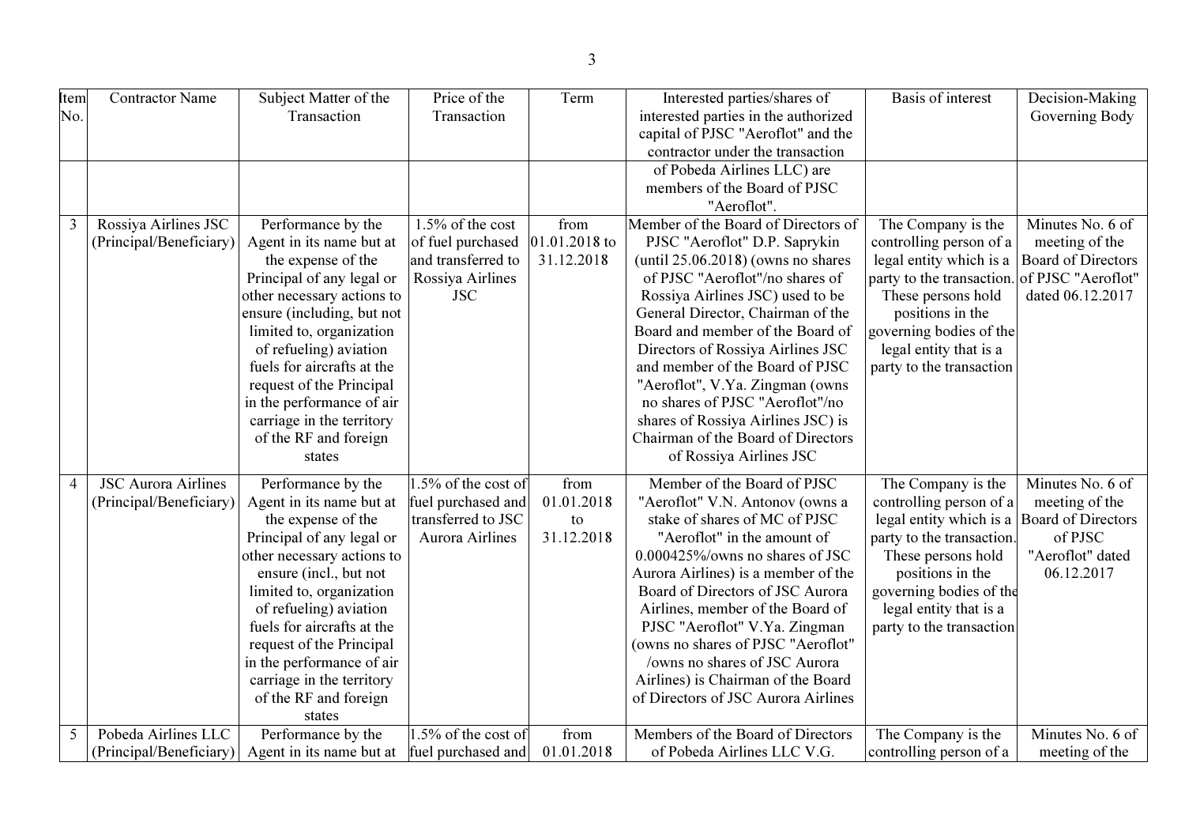| Item No. | Contractor Name | Subject Matter of the Transaction | Price of the Transaction | Term | Interested parties/shares of interested parties in the authorized capital of PJSC "Aeroflot" and the contractor under the transaction | Basis of interest | Decision-Making Governing Body |
|---|---|---|---|---|---|---|---|
| | | | | | of Pobeda Airlines LLC) are members of the Board of PJSC "Aeroflot". | | |
| 3 | Rossiya Airlines JSC (Principal/Beneficiary) | Performance by the Agent in its name but at the expense of the Principal of any legal or other necessary actions to ensure (including, but not limited to, organization of refueling) aviation fuels for aircrafts at the request of the Principal in the performance of air carriage in the territory of the RF and foreign states | 1.5% of the cost of fuel purchased and transferred to Rossiya Airlines JSC | from 01.01.2018 to 31.12.2018 | Member of the Board of Directors of PJSC "Aeroflot" D.P. Saprykin (until 25.06.2018) (owns no shares of PJSC "Aeroflot"/no shares of Rossiya Airlines JSC) used to be General Director, Chairman of the Board and member of the Board of Directors of Rossiya Airlines JSC and member of the Board of PJSC "Aeroflot", V.Ya. Zingman (owns no shares of PJSC "Aeroflot"/no shares of Rossiya Airlines JSC) is Chairman of the Board of Directors of Rossiya Airlines JSC | The Company is the controlling person of a legal entity which is a party to the transaction. These persons hold positions in the governing bodies of the legal entity that is a party to the transaction | Minutes No. 6 of meeting of the Board of Directors of PJSC "Aeroflot" dated 06.12.2017 |
| 4 | JSC Aurora Airlines (Principal/Beneficiary) | Performance by the Agent in its name but at the expense of the Principal of any legal or other necessary actions to ensure (incl., but not limited to, organization of refueling) aviation fuels for aircrafts at the request of the Principal in the performance of air carriage in the territory of the RF and foreign states | 1.5% of the cost of fuel purchased and transferred to JSC Aurora Airlines | from 01.01.2018 to 31.12.2018 | Member of the Board of PJSC "Aeroflot" V.N. Antonov (owns a stake of shares of MC of PJSC "Aeroflot" in the amount of 0.000425%/owns no shares of JSC Aurora Airlines) is a member of the Board of Directors of JSC Aurora Airlines, member of the Board of PJSC "Aeroflot" V.Ya. Zingman (owns no shares of PJSC "Aeroflot" /owns no shares of JSC Aurora Airlines) is Chairman of the Board of Directors of JSC Aurora Airlines | The Company is the controlling person of a legal entity which is a party to the transaction. These persons hold positions in the governing bodies of the legal entity that is a party to the transaction | Minutes No. 6 of meeting of the Board of Directors of PJSC "Aeroflot" dated 06.12.2017 |
| 5 | Pobeda Airlines LLC (Principal/Beneficiary) | Performance by the Agent in its name but at | 1.5% of the cost of fuel purchased and | from 01.01.2018 | Members of the Board of Directors of Pobeda Airlines LLC V.G. | The Company is the controlling person of a | Minutes No. 6 of meeting of the |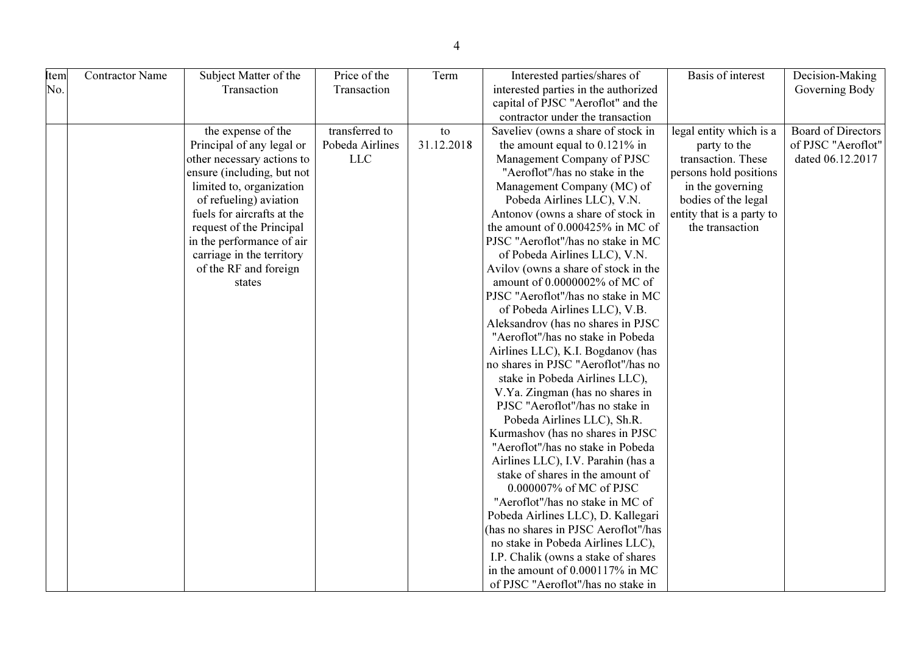| Item No. | Contractor Name | Subject Matter of the Transaction | Price of the Transaction | Term | Interested parties/shares of interested parties in the authorized capital of PJSC "Aeroflot" and the contractor under the transaction | Basis of interest | Decision-Making Governing Body |
|---|---|---|---|---|---|---|---|
| | | the expense of the Principal of any legal or other necessary actions to ensure (including, but not limited to, organization of refueling) aviation fuels for aircrafts at the request of the Principal in the performance of air carriage in the territory of the RF and foreign states | transferred to Pobeda Airlines LLC | to 31.12.2018 | Saveliev (owns a share of stock in the amount equal to 0.121% in Management Company of PJSC "Aeroflot"/has no stake in the Management Company (MC) of Pobeda Airlines LLC), V.N. Antonov (owns a share of stock in the amount of 0.000425% in MC of PJSC "Aeroflot"/has no stake in MC of Pobeda Airlines LLC), V.N. Avilov (owns a share of stock in the amount of 0.0000002% of MC of PJSC "Aeroflot"/has no stake in MC of Pobeda Airlines LLC), V.B. Aleksandrov (has no shares in PJSC "Aeroflot"/has no stake in Pobeda Airlines LLC), K.I. Bogdanov (has no shares in PJSC "Aeroflot"/has no stake in Pobeda Airlines LLC), V.Ya. Zingman (has no shares in PJSC "Aeroflot"/has no stake in Pobeda Airlines LLC), Sh.R. Kurmashov (has no shares in PJSC "Aeroflot"/has no stake in Pobeda Airlines LLC), I.V. Parahin (has a stake of shares in the amount of 0.000007% of MC of PJSC "Aeroflot"/has no stake in MC of Pobeda Airlines LLC), D. Kallegari (has no shares in PJSC Aeroflot"/has no stake in Pobeda Airlines LLC), I.P. Chalik (owns a stake of shares in the amount of 0.000117% in MC of PJSC "Aeroflot"/has no stake in | legal entity which is a party to the transaction. These persons hold positions in the governing bodies of the legal entity that is a party to the transaction | Board of Directors of PJSC "Aeroflot" dated 06.12.2017 |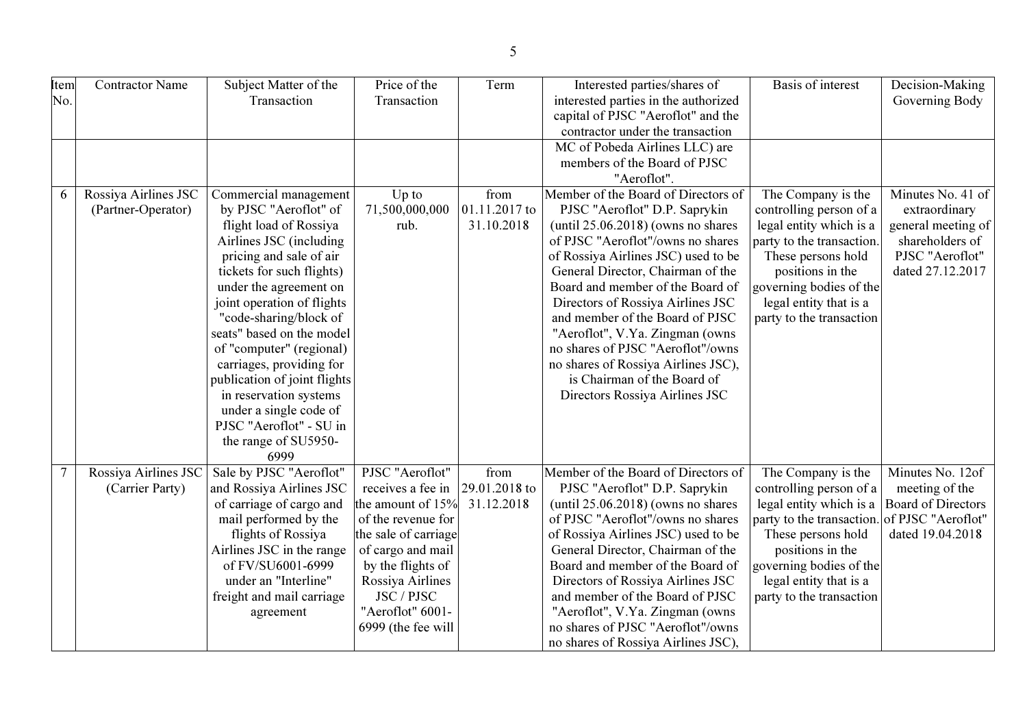| Item No. | Contractor Name | Subject Matter of the Transaction | Price of the Transaction | Term | Interested parties/shares of interested parties in the authorized capital of PJSC "Aeroflot" and the contractor under the transaction | Basis of interest | Decision-Making Governing Body |
|---|---|---|---|---|---|---|---|
| | | | | | MC of Pobeda Airlines LLC) are members of the Board of PJSC "Aeroflot". | | |
| 6 | Rossiya Airlines JSC (Partner-Operator) | Commercial management by PJSC "Aeroflot" of flight load of Rossiya Airlines JSC (including pricing and sale of air tickets for such flights) under the agreement on joint operation of flights "code-sharing/block of seats" based on the model of "computer" (regional) carriages, providing for publication of joint flights in reservation systems under a single code of PJSC "Aeroflot" - SU in the range of SU5950-6999 | Up to 71,500,000,000 rub. | from 01.11.2017 to 31.10.2018 | Member of the Board of Directors of PJSC "Aeroflot" D.P. Saprykin (until 25.06.2018) (owns no shares of PJSC "Aeroflot"/owns no shares of Rossiya Airlines JSC) used to be General Director, Chairman of the Board and member of the Board of Directors of Rossiya Airlines JSC and member of the Board of PJSC "Aeroflot", V.Ya. Zingman (owns no shares of PJSC "Aeroflot"/owns no shares of Rossiya Airlines JSC), is Chairman of the Board of Directors Rossiya Airlines JSC | The Company is the controlling person of a legal entity which is a party to the transaction. These persons hold positions in the governing bodies of the legal entity that is a party to the transaction | Minutes No. 41 of extraordinary general meeting of shareholders of PJSC "Aeroflot" dated 27.12.2017 |
| 7 | Rossiya Airlines JSC (Carrier Party) | Sale by PJSC "Aeroflot" and Rossiya Airlines JSC of carriage of cargo and mail performed by the flights of Rossiya Airlines JSC in the range of FV/SU6001-6999 under an "Interline" freight and mail carriage agreement | PJSC "Aeroflot" receives a fee in the amount of 15% of the revenue for the sale of carriage of cargo and mail by the flights of Rossiya Airlines JSC / PJSC "Aeroflot" 6001-6999 (the fee will | from 29.01.2018 to 31.12.2018 | Member of the Board of Directors of PJSC "Aeroflot" D.P. Saprykin (until 25.06.2018) (owns no shares of PJSC "Aeroflot"/owns no shares of Rossiya Airlines JSC) used to be General Director, Chairman of the Board and member of the Board of Directors of Rossiya Airlines JSC and member of the Board of PJSC "Aeroflot", V.Ya. Zingman (owns no shares of PJSC "Aeroflot"/owns no shares of Rossiya Airlines JSC), | The Company is the controlling person of a legal entity which is a party to the transaction. These persons hold positions in the governing bodies of the legal entity that is a party to the transaction | Minutes No. 12of meeting of the Board of Directors of PJSC "Aeroflot" dated 19.04.2018 |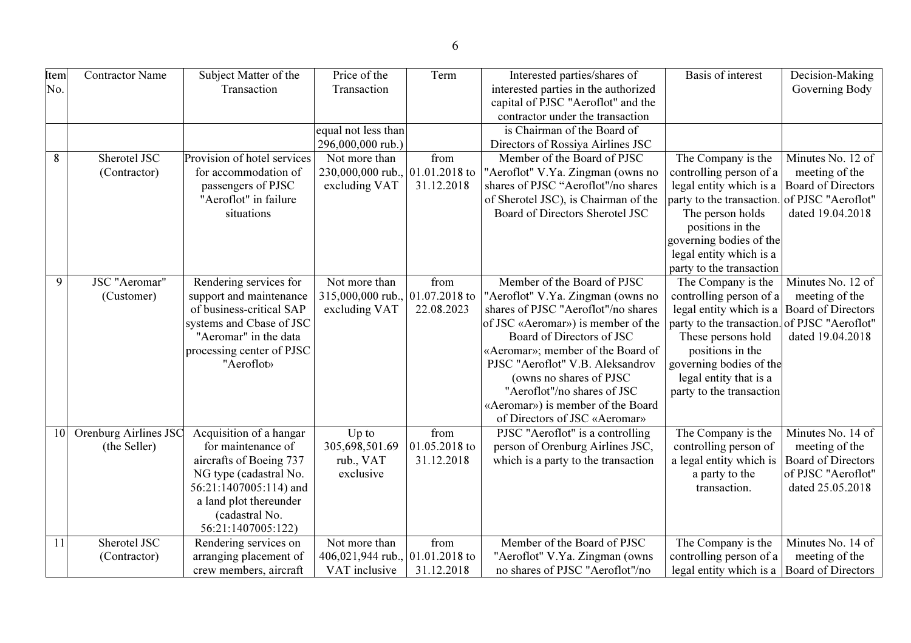| Item No. | Contractor Name | Subject Matter of the Transaction | Price of the Transaction | Term | Interested parties/shares of interested parties in the authorized capital of PJSC "Aeroflot" and the contractor under the transaction | Basis of interest | Decision-Making Governing Body |
|---|---|---|---|---|---|---|---|
| | | | equal not less than 296,000,000 rub.) | | is Chairman of the Board of Directors of Rossiya Airlines JSC | | |
| 8 | Sherotel JSC (Contractor) | Provision of hotel services for accommodation of passengers of PJSC "Aeroflot" in failure situations | Not more than 230,000,000 rub., excluding VAT | from 01.01.2018 to 31.12.2018 | Member of the Board of PJSC "Aeroflot" V.Ya. Zingman (owns no shares of PJSC "Aeroflot"/no shares of Sherotel JSC), is Chairman of the Board of Directors Sherotel JSC | The Company is the controlling person of a legal entity which is a party to the transaction. The person holds positions in the governing bodies of the legal entity which is a party to the transaction | Minutes No. 12 of meeting of the Board of Directors of PJSC "Aeroflot" dated 19.04.2018 |
| 9 | JSC "Aeromar" (Customer) | Rendering services for support and maintenance of business-critical SAP systems and Cbase of JSC "Aeromar" in the data processing center of PJSC "Aeroflot» | Not more than 315,000,000 rub., excluding VAT | from 01.07.2018 to 22.08.2023 | Member of the Board of PJSC "Aeroflot" V.Ya. Zingman (owns no shares of PJSC "Aeroflot"/no shares of JSC «Aeromar») is member of the Board of Directors of JSC «Aeromar»; member of the Board of PJSC "Aeroflot" V.B. Aleksandrov (owns no shares of PJSC "Aeroflot"/no shares of JSC «Aeromar») is member of the Board of Directors of JSC «Aeromar» | The Company is the controlling person of a legal entity which is a party to the transaction. These persons hold positions in the governing bodies of the legal entity that is a party to the transaction | Minutes No. 12 of meeting of the Board of Directors of PJSC "Aeroflot" dated 19.04.2018 |
| 10 | Orenburg Airlines JSC (the Seller) | Acquisition of a hangar for maintenance of aircrafts of Boeing 737 NG type (cadastral No. 56:21:1407005:114) and a land plot thereunder (cadastral No. 56:21:1407005:122) | Up to 305,698,501.69 rub., VAT exclusive | from 01.05.2018 to 31.12.2018 | PJSC "Aeroflot" is a controlling person of Orenburg Airlines JSC, which is a party to the transaction | The Company is the controlling person of a legal entity which is a party to the transaction. | Minutes No. 14 of meeting of the Board of Directors of PJSC "Aeroflot" dated 25.05.2018 |
| 11 | Sherotel JSC (Contractor) | Rendering services on arranging placement of crew members, aircraft | Not more than 406,021,944 rub., VAT inclusive | from 01.01.2018 to 31.12.2018 | Member of the Board of PJSC "Aeroflot" V.Ya. Zingman (owns no shares of PJSC "Aeroflot"/no | The Company is the controlling person of a legal entity which is a | Minutes No. 14 of meeting of the Board of Directors |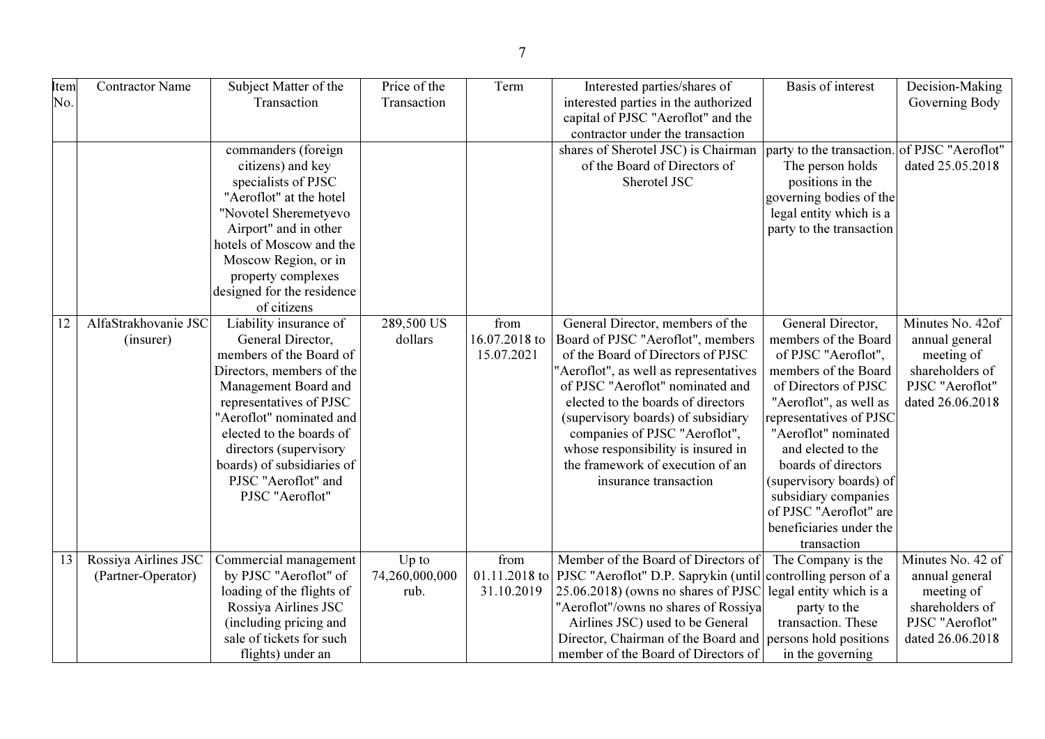| Item No. | Contractor Name | Subject Matter of the Transaction | Price of the Transaction | Term | Interested parties/shares of interested parties in the authorized capital of PJSC "Aeroflot" and the contractor under the transaction | Basis of interest | Decision-Making Governing Body |
|---|---|---|---|---|---|---|---|
| | | commanders (foreign citizens) and key specialists of PJSC "Aeroflot" at the hotel "Novotel Sheremetyevo Airport" and in other hotels of Moscow and the Moscow Region, or in property complexes designed for the residence of citizens | | | shares of Sherotel JSC) is Chairman of the Board of Directors of Sherotel JSC | party to the transaction. The person holds positions in the governing bodies of the legal entity which is a party to the transaction | of PJSC "Aeroflot" dated 25.05.2018 |
| 12 | AlfaStrakhovanie JSC (insurer) | Liability insurance of General Director, members of the Board of Directors, members of the Management Board and representatives of PJSC "Aeroflot" nominated and elected to the boards of directors (supervisory boards) of subsidiaries of PJSC "Aeroflot" and PJSC "Aeroflot" | 289,500 US dollars | from 16.07.2018 to 15.07.2021 | General Director, members of the Board of PJSC "Aeroflot", members of the Board of Directors of PJSC "Aeroflot", as well as representatives of PJSC "Aeroflot" nominated and elected to the boards of directors (supervisory boards) of subsidiary companies of PJSC "Aeroflot", whose responsibility is insured in the framework of execution of an insurance transaction | General Director, members of the Board of PJSC "Aeroflot", members of the Board of Directors of PJSC "Aeroflot", as well as representatives of PJSC "Aeroflot" nominated and elected to the boards of directors (supervisory boards) of subsidiary companies of PJSC "Aeroflot" are beneficiaries under the transaction | Minutes No. 42of annual general meeting of shareholders of PJSC "Aeroflot" dated 26.06.2018 |
| 13 | Rossiya Airlines JSC (Partner-Operator) | Commercial management by PJSC "Aeroflot" of loading of the flights of Rossiya Airlines JSC (including pricing and sale of tickets for such flights) under an | Up to 74,260,000,000 rub. | from 01.11.2018 to 31.10.2019 | Member of the Board of Directors of PJSC "Aeroflot" D.P. Saprykin (until 25.06.2018) (owns no shares of PJSC "Aeroflot"/owns no shares of Rossiya Airlines JSC) used to be General Director, Chairman of the Board and member of the Board of Directors of | The Company is the controlling person of a legal entity which is a party to the transaction. These persons hold positions in the governing | Minutes No. 42 of annual general meeting of shareholders of PJSC "Aeroflot" dated 26.06.2018 |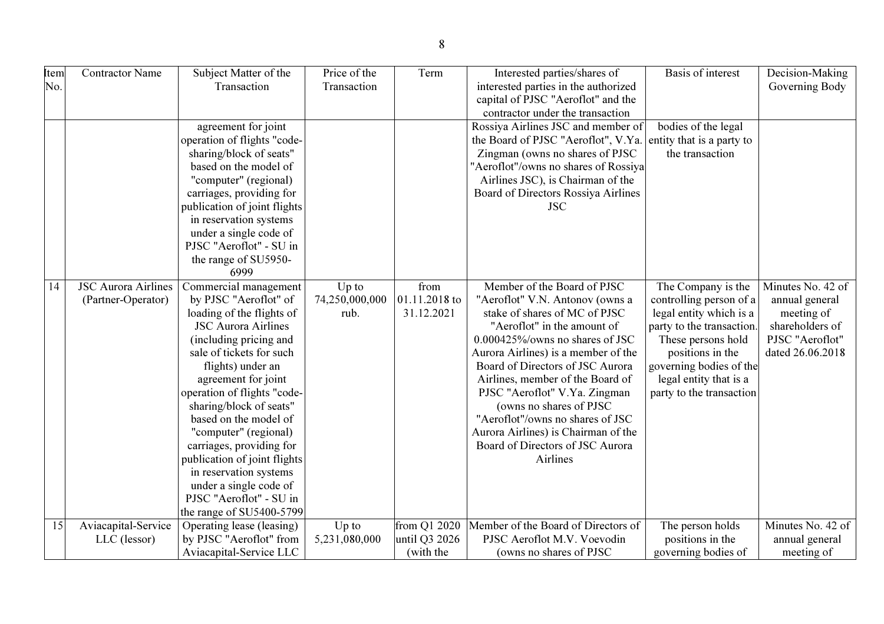| Item No. | Contractor Name | Subject Matter of the Transaction | Price of the Transaction | Term | Interested parties/shares of interested parties in the authorized capital of PJSC "Aeroflot" and the contractor under the transaction | Basis of interest | Decision-Making Governing Body |
|---|---|---|---|---|---|---|---|
| | | agreement for joint operation of flights "code-sharing/block of seats" based on the model of "computer" (regional) carriages, providing for publication of joint flights in reservation systems under a single code of PJSC "Aeroflot" - SU in the range of SU5950-6999 | | | Rossiya Airlines JSC and member of the Board of PJSC "Aeroflot", V.Ya. Zingman (owns no shares of PJSC "Aeroflot"/owns no shares of Rossiya Airlines JSC), is Chairman of the Board of Directors Rossiya Airlines JSC | bodies of the legal entity that is a party to the transaction | |
| 14 | JSC Aurora Airlines (Partner-Operator) | Commercial management by PJSC "Aeroflot" of loading of the flights of JSC Aurora Airlines (including pricing and sale of tickets for such flights) under an agreement for joint operation of flights "code-sharing/block of seats" based on the model of "computer" (regional) carriages, providing for publication of joint flights in reservation systems under a single code of PJSC "Aeroflot" - SU in the range of SU5400-5799 | Up to 74,250,000,000 rub. | from 01.11.2018 to 31.12.2021 | Member of the Board of PJSC "Aeroflot" V.N. Antonov (owns a stake of shares of MC of PJSC "Aeroflot" in the amount of 0.000425%/owns no shares of JSC Aurora Airlines) is a member of the Board of Directors of JSC Aurora Airlines, member of the Board of PJSC "Aeroflot" V.Ya. Zingman (owns no shares of PJSC "Aeroflot"/owns no shares of JSC Aurora Airlines) is Chairman of the Board of Directors of JSC Aurora Airlines | The Company is the controlling person of a legal entity which is a party to the transaction. These persons hold positions in the governing bodies of the legal entity that is a party to the transaction | Minutes No. 42 of annual general meeting of shareholders of PJSC "Aeroflot" dated 26.06.2018 |
| 15 | Aviacapital-Service LLC (lessor) | Operating lease (leasing) by PJSC "Aeroflot" from Aviacapital-Service LLC | Up to 5,231,080,000 | from Q1 2020 until Q3 2026 (with the | Member of the Board of Directors of PJSC Aeroflot M.V. Voevodin (owns no shares of PJSC | The person holds positions in the governing bodies of | Minutes No. 42 of annual general meeting of |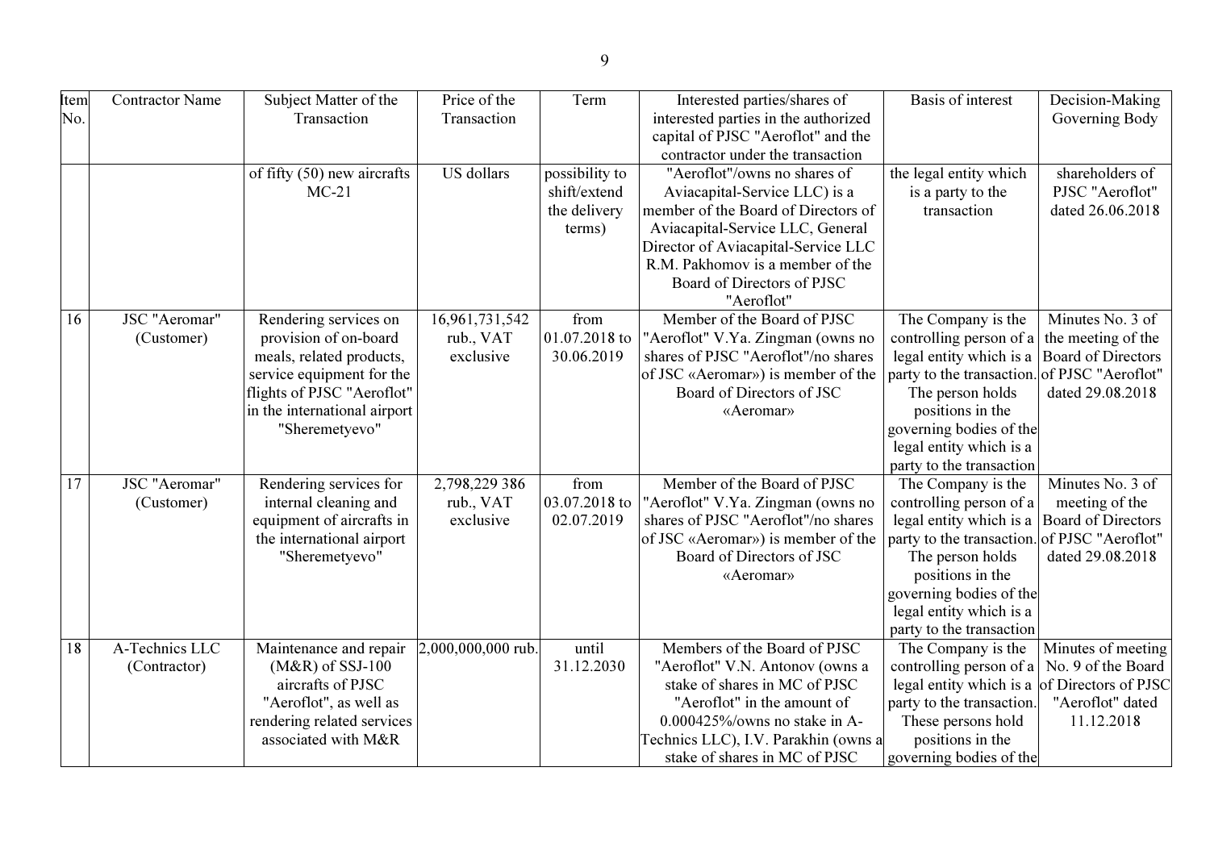| Item No. | Contractor Name | Subject Matter of the Transaction | Price of the Transaction | Term | Interested parties/shares of interested parties in the authorized capital of PJSC "Aeroflot" and the contractor under the transaction | Basis of interest | Decision-Making Governing Body |
|---|---|---|---|---|---|---|---|
| | | of fifty (50) new aircrafts MC-21 | US dollars | possibility to shift/extend the delivery terms) | "Aeroflot"/owns no shares of Aviacapital-Service LLC) is a member of the Board of Directors of Aviacapital-Service LLC, General Director of Aviacapital-Service LLC R.M. Pakhomov is a member of the Board of Directors of PJSC "Aeroflot" | the legal entity which is a party to the transaction | shareholders of PJSC "Aeroflot" dated 26.06.2018 |
| 16 | JSC "Aeromar" (Customer) | Rendering services on provision of on-board meals, related products, service equipment for the flights of PJSC "Aeroflot" in the international airport "Sheremetyevo" | 16,961,731,542 rub., VAT exclusive | from 01.07.2018 to 30.06.2019 | Member of the Board of PJSC "Aeroflot" V.Ya. Zingman (owns no shares of PJSC "Aeroflot"/no shares of JSC «Aeromar») is member of the Board of Directors of JSC «Aeromar» | The Company is the controlling person of a legal entity which is a party to the transaction. The person holds positions in the governing bodies of the legal entity which is a party to the transaction | Minutes No. 3 of the meeting of the Board of Directors of PJSC "Aeroflot" dated 29.08.2018 |
| 17 | JSC "Aeromar" (Customer) | Rendering services for internal cleaning and equipment of aircrafts in the international airport "Sheremetyevo" | 2,798,229 386 rub., VAT exclusive | from 03.07.2018 to 02.07.2019 | Member of the Board of PJSC "Aeroflot" V.Ya. Zingman (owns no shares of PJSC "Aeroflot"/no shares of JSC «Aeromar») is member of the Board of Directors of JSC «Aeromar» | The Company is the controlling person of a legal entity which is a party to the transaction. The person holds positions in the governing bodies of the legal entity which is a party to the transaction | Minutes No. 3 of meeting of the Board of Directors of PJSC "Aeroflot" dated 29.08.2018 |
| 18 | A-Technics LLC (Contractor) | Maintenance and repair (M&R) of SSJ-100 aircrafts of PJSC "Aeroflot", as well as rendering related services associated with M&R | 2,000,000,000 rub. | until 31.12.2030 | Members of the Board of PJSC "Aeroflot" V.N. Antonov (owns a stake of shares in MC of PJSC "Aeroflot" in the amount of 0.000425%/owns no stake in A-Technics LLC), I.V. Parakhin (owns a stake of shares in MC of PJSC | The Company is the controlling person of a legal entity which is a party to the transaction. These persons hold positions in the governing bodies of the | Minutes of meeting No. 9 of the Board of Directors of PJSC "Aeroflot" dated 11.12.2018 |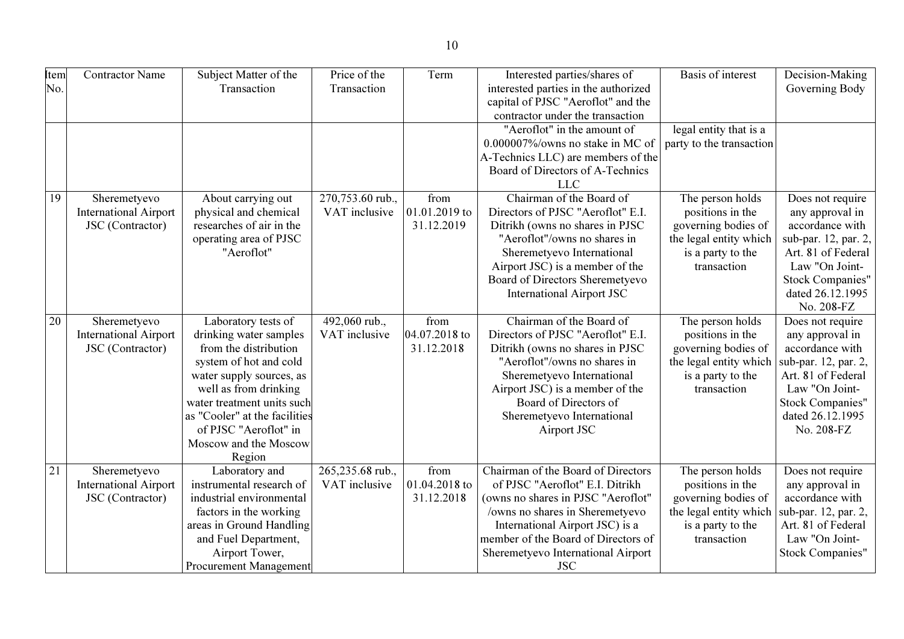| Item No. | Contractor Name | Subject Matter of the Transaction | Price of the Transaction | Term | Interested parties/shares of interested parties in the authorized capital of PJSC "Aeroflot" and the contractor under the transaction | Basis of interest | Decision-Making Governing Body |
|---|---|---|---|---|---|---|---|
| | | | | | "Aeroflot" in the amount of 0.000007%/owns no stake in MC of A-Technics LLC) are members of the Board of Directors of A-Technics LLC | legal entity that is a party to the transaction | |
| 19 | Sheremetyevo International Airport JSC (Contractor) | About carrying out physical and chemical researches of air in the operating area of PJSC "Aeroflot" | 270,753.60 rub., VAT inclusive | from 01.01.2019 to 31.12.2019 | Chairman of the Board of Directors of PJSC "Aeroflot" E.I. Ditrikh (owns no shares in PJSC "Aeroflot"/owns no shares in Sheremetyevo International Airport JSC) is a member of the Board of Directors Sheremetyevo International Airport JSC | The person holds positions in the governing bodies of the legal entity which is a party to the transaction | Does not require any approval in accordance with sub-par. 12, par. 2, Art. 81 of Federal Law "On Joint-Stock Companies" dated 26.12.1995 No. 208-FZ |
| 20 | Sheremetyevo International Airport JSC (Contractor) | Laboratory tests of drinking water samples from the distribution system of hot and cold water supply sources, as well as from drinking water treatment units such as "Cooler" at the facilities of PJSC "Aeroflot" in Moscow and the Moscow Region | 492,060 rub., VAT inclusive | from 04.07.2018 to 31.12.2018 | Chairman of the Board of Directors of PJSC "Aeroflot" E.I. Ditrikh (owns no shares in PJSC "Aeroflot"/owns no shares in Sheremetyevo International Airport JSC) is a member of the Board of Directors of Sheremetyevo International Airport JSC | The person holds positions in the governing bodies of the legal entity which is a party to the transaction | Does not require any approval in accordance with sub-par. 12, par. 2, Art. 81 of Federal Law "On Joint-Stock Companies" dated 26.12.1995 No. 208-FZ |
| 21 | Sheremetyevo International Airport JSC (Contractor) | Laboratory and instrumental research of industrial environmental factors in the working areas in Ground Handling and Fuel Department, Airport Tower, Procurement Management | 265,235.68 rub., VAT inclusive | from 01.04.2018 to 31.12.2018 | Chairman of the Board of Directors of PJSC "Aeroflot" E.I. Ditrikh (owns no shares in PJSC "Aeroflot" /owns no shares in Sheremetyevo International Airport JSC) is a member of the Board of Directors of Sheremetyevo International Airport JSC | The person holds positions in the governing bodies of the legal entity which is a party to the transaction | Does not require any approval in accordance with sub-par. 12, par. 2, Art. 81 of Federal Law "On Joint-Stock Companies" |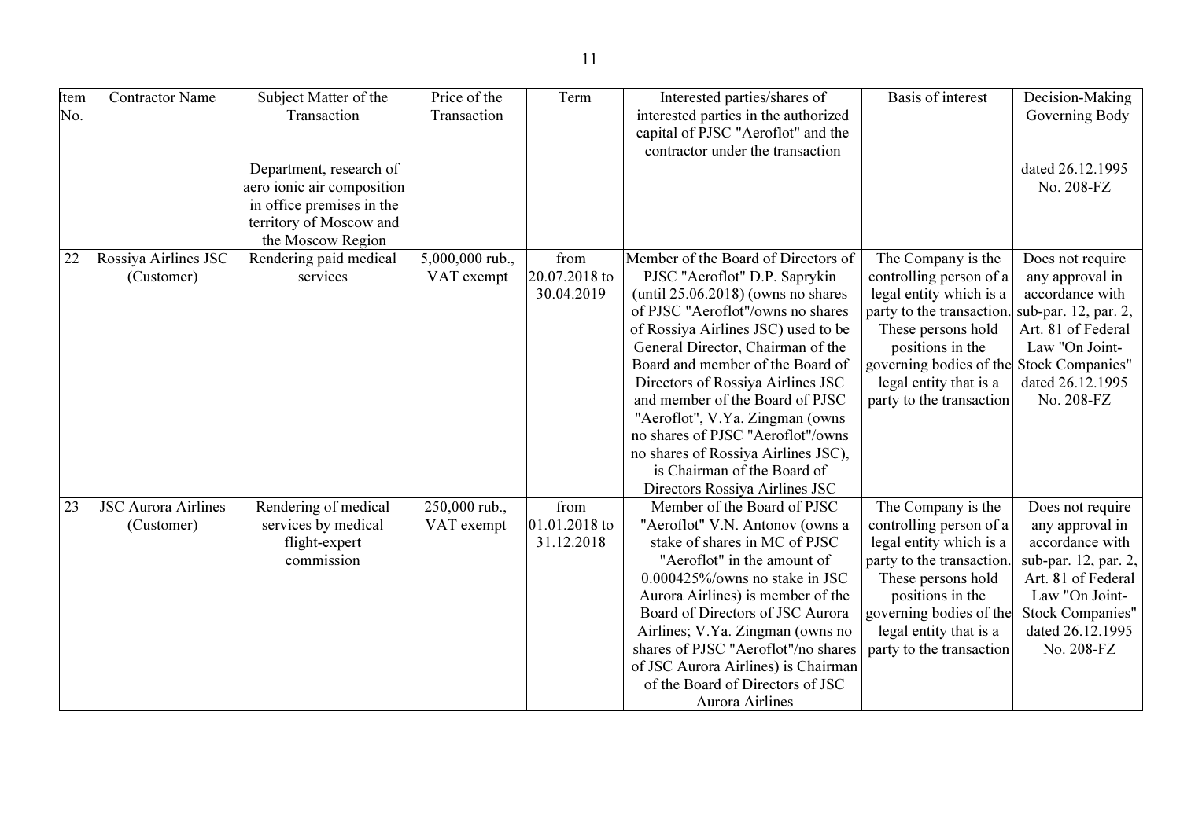| Item No. | Contractor Name | Subject Matter of the Transaction | Price of the Transaction | Term | Interested parties/shares of interested parties in the authorized capital of PJSC "Aeroflot" and the contractor under the transaction | Basis of interest | Decision-Making Governing Body |
|---|---|---|---|---|---|---|---|
| | | Department, research of aero ionic air composition in office premises in the territory of Moscow and the Moscow Region | | | | | dated 26.12.1995 No. 208-FZ |
| 22 | Rossiya Airlines JSC (Customer) | Rendering paid medical services | 5,000,000 rub., VAT exempt | from 20.07.2018 to 30.04.2019 | Member of the Board of Directors of PJSC "Aeroflot" D.P. Saprykin (until 25.06.2018) (owns no shares of PJSC "Aeroflot"/owns no shares of Rossiya Airlines JSC) used to be General Director, Chairman of the Board and member of the Board of Directors of Rossiya Airlines JSC and member of the Board of PJSC "Aeroflot", V.Ya. Zingman (owns no shares of PJSC "Aeroflot"/owns no shares of Rossiya Airlines JSC), is Chairman of the Board of Directors Rossiya Airlines JSC | The Company is the controlling person of a legal entity which is a party to the transaction. These persons hold positions in the governing bodies of the legal entity that is a party to the transaction | Does not require any approval in accordance with sub-par. 12, par. 2, Art. 81 of Federal Law "On Joint-Stock Companies" dated 26.12.1995 No. 208-FZ |
| 23 | JSC Aurora Airlines (Customer) | Rendering of medical services by medical flight-expert commission | 250,000 rub., VAT exempt | from 01.01.2018 to 31.12.2018 | Member of the Board of PJSC "Aeroflot" V.N. Antonov (owns a stake of shares in MC of PJSC "Aeroflot" in the amount of 0.000425%/owns no stake in JSC Aurora Airlines) is member of the Board of Directors of JSC Aurora Airlines; V.Ya. Zingman (owns no shares of PJSC "Aeroflot"/no shares of JSC Aurora Airlines) is Chairman of the Board of Directors of JSC Aurora Airlines | The Company is the controlling person of a legal entity which is a party to the transaction. These persons hold positions in the governing bodies of the legal entity that is a party to the transaction | Does not require any approval in accordance with sub-par. 12, par. 2, Art. 81 of Federal Law "On Joint-Stock Companies" dated 26.12.1995 No. 208-FZ |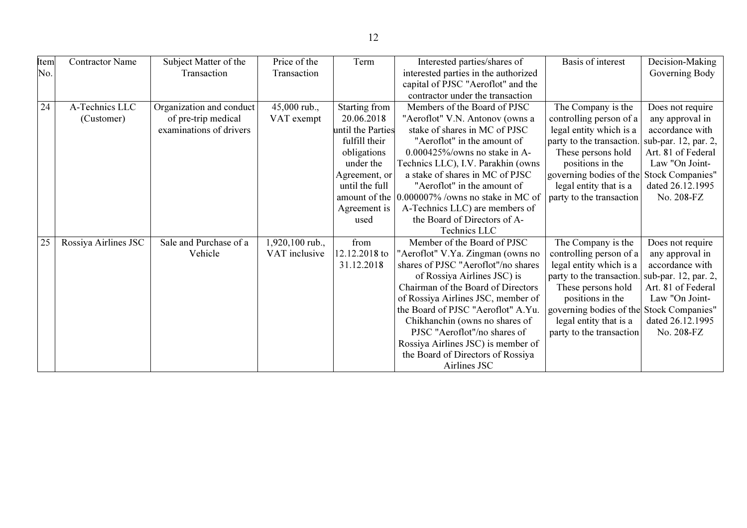| Item No. | Contractor Name | Subject Matter of the Transaction | Price of the Transaction | Term | Interested parties/shares of interested parties in the authorized capital of PJSC "Aeroflot" and the contractor under the transaction | Basis of interest | Decision-Making Governing Body |
|---|---|---|---|---|---|---|---|
| 24 | A-Technics LLC (Customer) | Organization and conduct of pre-trip medical examinations of drivers | 45,000 rub., VAT exempt | Starting from 20.06.2018 until the Parties fulfill their obligations under the Agreement, or until the full amount of the Agreement is used | Members of the Board of PJSC "Aeroflot" V.N. Antonov (owns a stake of shares in MC of PJSC "Aeroflot" in the amount of 0.000425%/owns no stake in A-Technics LLC), I.V. Parakhin (owns a stake of shares in MC of PJSC "Aeroflot" in the amount of 0.000007% /owns no stake in MC of A-Technics LLC) are members of the Board of Directors of A-Technics LLC | The Company is the controlling person of a legal entity which is a party to the transaction. These persons hold positions in the governing bodies of the legal entity that is a party to the transaction | Does not require any approval in accordance with sub-par. 12, par. 2, Art. 81 of Federal Law "On Joint-Stock Companies" dated 26.12.1995 No. 208-FZ |
| 25 | Rossiya Airlines JSC | Sale and Purchase of a Vehicle | 1,920,100 rub., VAT inclusive | from 12.12.2018 to 31.12.2018 | Member of the Board of PJSC "Aeroflot" V.Ya. Zingman (owns no shares of PJSC "Aeroflot"/no shares of Rossiya Airlines JSC) is Chairman of the Board of Directors of Rossiya Airlines JSC, member of the Board of PJSC "Aeroflot" A.Yu. Chikhanchin (owns no shares of PJSC "Aeroflot"/no shares of Rossiya Airlines JSC) is member of the Board of Directors of Rossiya Airlines JSC | The Company is the controlling person of a legal entity which is a party to the transaction. These persons hold positions in the governing bodies of the legal entity that is a party to the transaction | Does not require any approval in accordance with sub-par. 12, par. 2, Art. 81 of Federal Law "On Joint-Stock Companies" dated 26.12.1995 No. 208-FZ |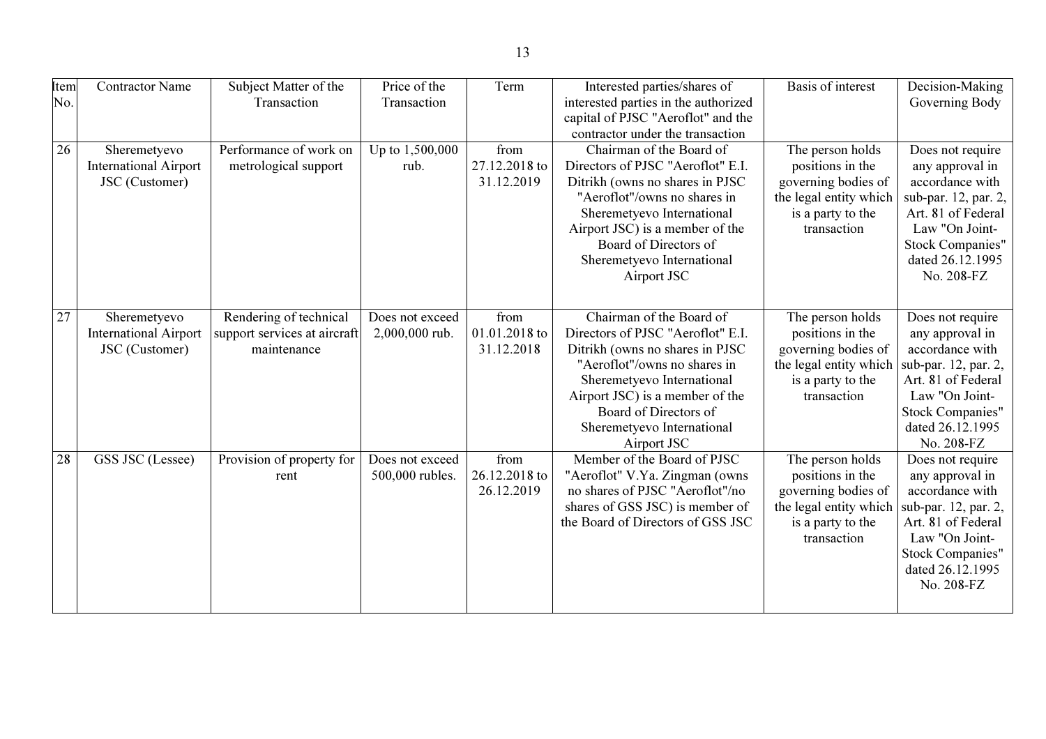| Item No. | Contractor Name | Subject Matter of the Transaction | Price of the Transaction | Term | Interested parties/shares of interested parties in the authorized capital of PJSC "Aeroflot" and the contractor under the transaction | Basis of interest | Decision-Making Governing Body |
|---|---|---|---|---|---|---|---|
| 26 | Sheremetyevo International Airport JSC (Customer) | Performance of work on metrological support | Up to 1,500,000 rub. | from 27.12.2018 to 31.12.2019 | Chairman of the Board of Directors of PJSC "Aeroflot" E.I. Ditrikh (owns no shares in PJSC "Aeroflot"/owns no shares in Sheremetyevo International Airport JSC) is a member of the Board of Directors of Sheremetyevo International Airport JSC | The person holds positions in the governing bodies of the legal entity which is a party to the transaction | Does not require any approval in accordance with sub-par. 12, par. 2, Art. 81 of Federal Law "On Joint-Stock Companies" dated 26.12.1995 No. 208-FZ |
| 27 | Sheremetyevo International Airport JSC (Customer) | Rendering of technical support services at aircraft maintenance | Does not exceed 2,000,000 rub. | from 01.01.2018 to 31.12.2018 | Chairman of the Board of Directors of PJSC "Aeroflot" E.I. Ditrikh (owns no shares in PJSC "Aeroflot"/owns no shares in Sheremetyevo International Airport JSC) is a member of the Board of Directors of Sheremetyevo International Airport JSC | The person holds positions in the governing bodies of the legal entity which is a party to the transaction | Does not require any approval in accordance with sub-par. 12, par. 2, Art. 81 of Federal Law "On Joint-Stock Companies" dated 26.12.1995 No. 208-FZ |
| 28 | GSS JSC (Lessee) | Provision of property for rent | Does not exceed 500,000 rubles. | from 26.12.2018 to 26.12.2019 | Member of the Board of PJSC "Aeroflot" V.Ya. Zingman (owns no shares of PJSC "Aeroflot"/no shares of GSS JSC) is member of the Board of Directors of GSS JSC | The person holds positions in the governing bodies of the legal entity which is a party to the transaction | Does not require any approval in accordance with sub-par. 12, par. 2, Art. 81 of Federal Law "On Joint-Stock Companies" dated 26.12.1995 No. 208-FZ |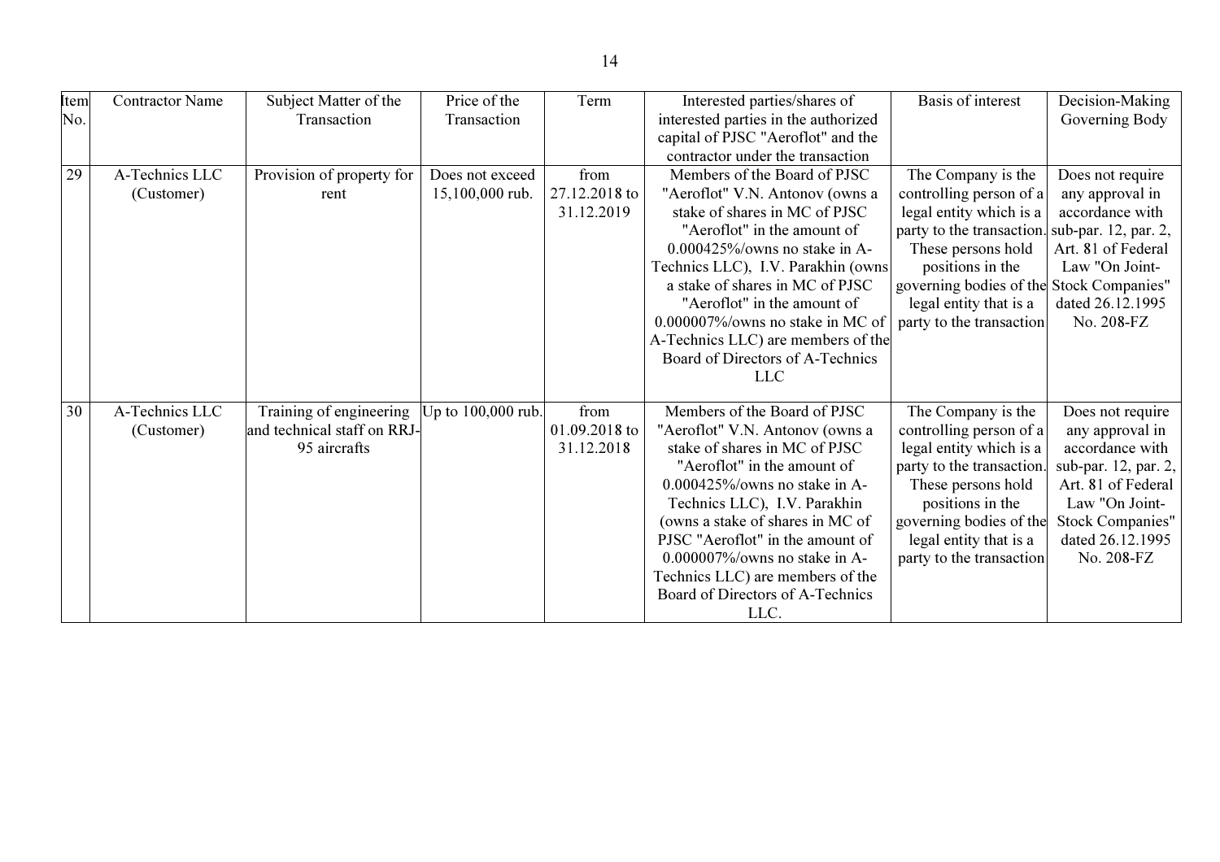| Item No. | Contractor Name | Subject Matter of the Transaction | Price of the Transaction | Term | Interested parties/shares of interested parties in the authorized capital of PJSC "Aeroflot" and the contractor under the transaction | Basis of interest | Decision-Making Governing Body |
|---|---|---|---|---|---|---|---|
| 29 | A-Technics LLC (Customer) | Provision of property for rent | Does not exceed 15,100,000 rub. | from 27.12.2018 to 31.12.2019 | Members of the Board of PJSC "Aeroflot" V.N. Antonov (owns a stake of shares in MC of PJSC "Aeroflot" in the amount of 0.000425%/owns no stake in A-Technics LLC), I.V. Parakhin (owns a stake of shares in MC of PJSC "Aeroflot" in the amount of 0.000007%/owns no stake in MC of A-Technics LLC) are members of the Board of Directors of A-Technics LLC | The Company is the controlling person of a legal entity which is a party to the transaction. These persons hold positions in the governing bodies of the legal entity that is a party to the transaction | Does not require any approval in accordance with sub-par. 12, par. 2, Art. 81 of Federal Law "On Joint-Stock Companies" dated 26.12.1995 No. 208-FZ |
| 30 | A-Technics LLC (Customer) | Training of engineering and technical staff on RRJ-95 aircrafts | Up to 100,000 rub. | from 01.09.2018 to 31.12.2018 | Members of the Board of PJSC "Aeroflot" V.N. Antonov (owns a stake of shares in MC of PJSC "Aeroflot" in the amount of 0.000425%/owns no stake in A-Technics LLC), I.V. Parakhin (owns a stake of shares in MC of PJSC "Aeroflot" in the amount of 0.000007%/owns no stake in A-Technics LLC) are members of the Board of Directors of A-Technics LLC. | The Company is the controlling person of a legal entity which is a party to the transaction. These persons hold positions in the governing bodies of the legal entity that is a party to the transaction | Does not require any approval in accordance with sub-par. 12, par. 2, Art. 81 of Federal Law "On Joint-Stock Companies" dated 26.12.1995 No. 208-FZ |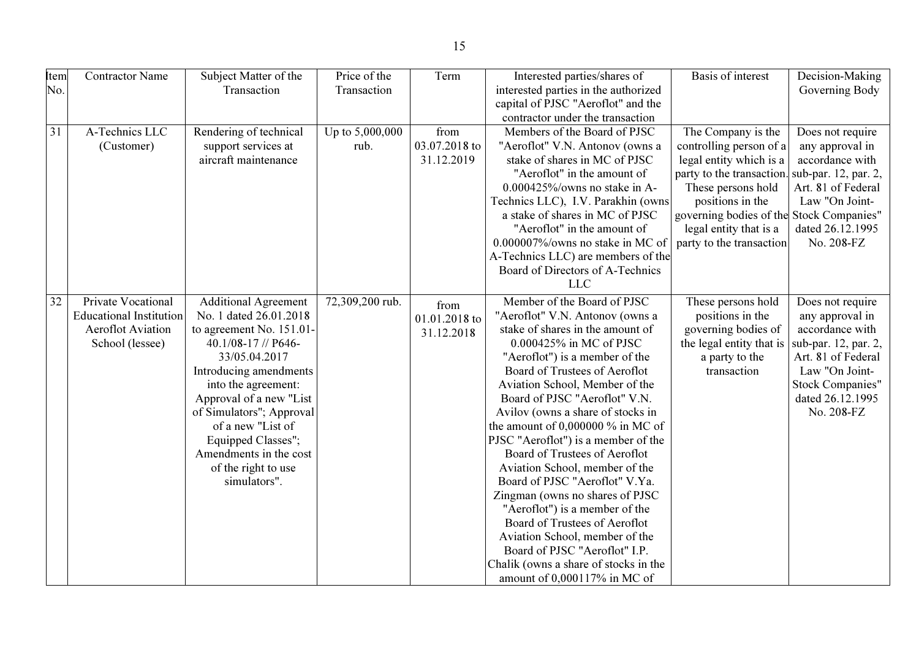| Item No. | Contractor Name | Subject Matter of the Transaction | Price of the Transaction | Term | Interested parties/shares of interested parties in the authorized capital of PJSC "Aeroflot" and the contractor under the transaction | Basis of interest | Decision-Making Governing Body |
|---|---|---|---|---|---|---|---|
| 31 | A-Technics LLC (Customer) | Rendering of technical support services at aircraft maintenance | Up to 5,000,000 rub. | from 03.07.2018 to 31.12.2019 | Members of the Board of PJSC "Aeroflot" V.N. Antonov (owns a stake of shares in MC of PJSC "Aeroflot" in the amount of 0.000425%/owns no stake in A-Technics LLC), I.V. Parakhin (owns a stake of shares in MC of PJSC "Aeroflot" in the amount of 0.000007%/owns no stake in MC of A-Technics LLC) are members of the Board of Directors of A-Technics LLC | The Company is the controlling person of a legal entity which is a party to the transaction. These persons hold positions in the governing bodies of the legal entity that is a party to the transaction | Does not require any approval in accordance with sub-par. 12, par. 2, Art. 81 of Federal Law "On Joint-Stock Companies" dated 26.12.1995 No. 208-FZ |
| 32 | Private Vocational Educational Institution Aeroflot Aviation School (lessee) | Additional Agreement No. 1 dated 26.01.2018 to agreement No. 151.01-40.1/08-17 // P646-33/05.04.2017 Introducing amendments into the agreement: Approval of a new "List of Simulators"; Approval of a new "List of Equipped Classes"; Amendments in the cost of the right to use simulators". | 72,309,200 rub. | from 01.01.2018 to 31.12.2018 | Member of the Board of PJSC "Aeroflot" V.N. Antonov (owns a stake of shares in the amount of 0.000425% in MC of PJSC "Aeroflot") is a member of the Board of Trustees of Aeroflot Aviation School, Member of the Board of PJSC "Aeroflot" V.N. Avilov (owns a share of stocks in the amount of 0,000000 % in MC of PJSC "Aeroflot") is a member of the Board of Trustees of Aeroflot Aviation School, member of the Board of PJSC "Aeroflot" V.Ya. Zingman (owns no shares of PJSC "Aeroflot") is a member of the Board of Trustees of Aeroflot Aviation School, member of the Board of PJSC "Aeroflot" I.P. Chalik (owns a share of stocks in the amount of 0,000117% in MC of | These persons hold positions in the governing bodies of the legal entity that is a party to the transaction | Does not require any approval in accordance with sub-par. 12, par. 2, Art. 81 of Federal Law "On Joint-Stock Companies" dated 26.12.1995 No. 208-FZ |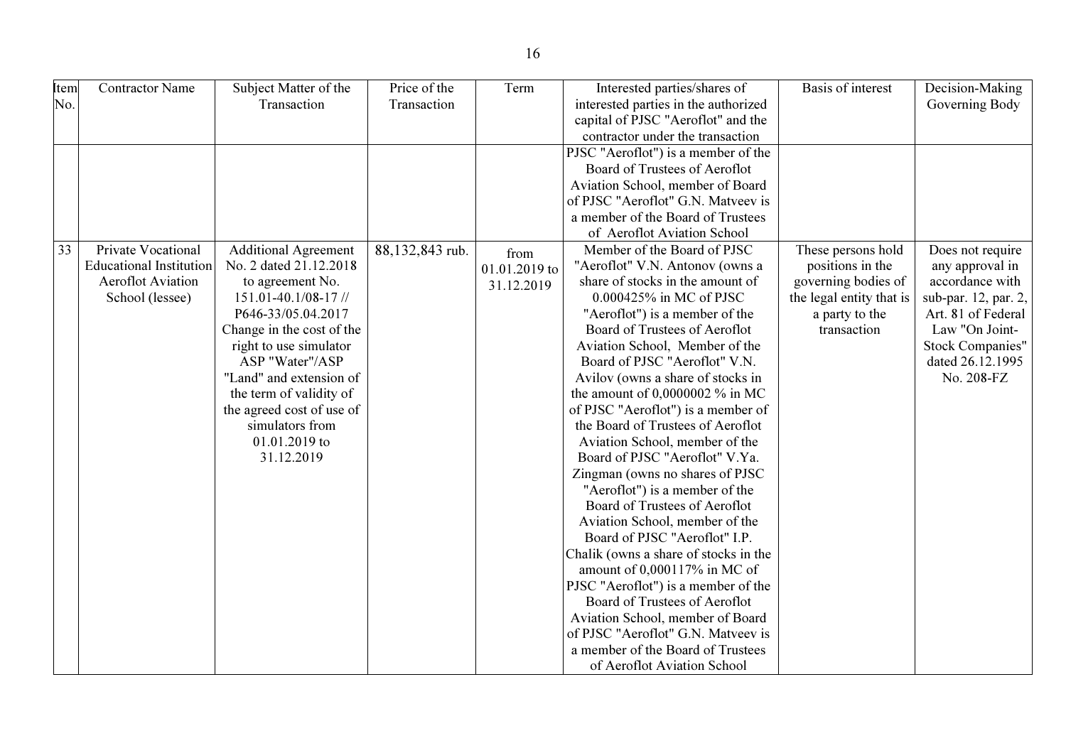| Item No. | Contractor Name | Subject Matter of the Transaction | Price of the Transaction | Term | Interested parties/shares of interested parties in the authorized capital of PJSC "Aeroflot" and the contractor under the transaction | Basis of interest | Decision-Making Governing Body |
|---|---|---|---|---|---|---|---|
| | | | | | PJSC "Aeroflot") is a member of the Board of Trustees of Aeroflot Aviation School, member of Board of PJSC "Aeroflot" G.N. Matveev is a member of the Board of Trustees of Aeroflot Aviation School | | |
| 33 | Private Vocational Educational Institution Aeroflot Aviation School (lessee) | Additional Agreement No. 2 dated 21.12.2018 to agreement No. 151.01-40.1/08-17 // P646-33/05.04.2017 Change in the cost of the right to use simulator ASP "Water"/ASP "Land" and extension of the term of validity of the agreed cost of use of simulators from 01.01.2019 to 31.12.2019 | 88,132,843 rub. | from 01.01.2019 to 31.12.2019 | Member of the Board of PJSC "Aeroflot" V.N. Antonov (owns a share of stocks in the amount of 0.000425% in MC of PJSC "Aeroflot") is a member of the Board of Trustees of Aeroflot Aviation School, Member of the Board of PJSC "Aeroflot" V.N. Avilov (owns a share of stocks in the amount of 0,0000002 % in MC of PJSC "Aeroflot") is a member of the Board of Trustees of Aeroflot Aviation School, member of the Board of PJSC "Aeroflot" V.Ya. Zingman (owns no shares of PJSC "Aeroflot") is a member of the Board of Trustees of Aeroflot Aviation School, member of the Board of PJSC "Aeroflot" I.P. Chalik (owns a share of stocks in the amount of 0,000117% in MC of PJSC "Aeroflot") is a member of the Board of Trustees of Aeroflot Aviation School, member of Board of PJSC "Aeroflot" G.N. Matveev is a member of the Board of Trustees of Aeroflot Aviation School | These persons hold positions in the governing bodies of the legal entity that is a party to the transaction | Does not require any approval in accordance with sub-par. 12, par. 2, Art. 81 of Federal Law "On Joint-Stock Companies" dated 26.12.1995 No. 208-FZ |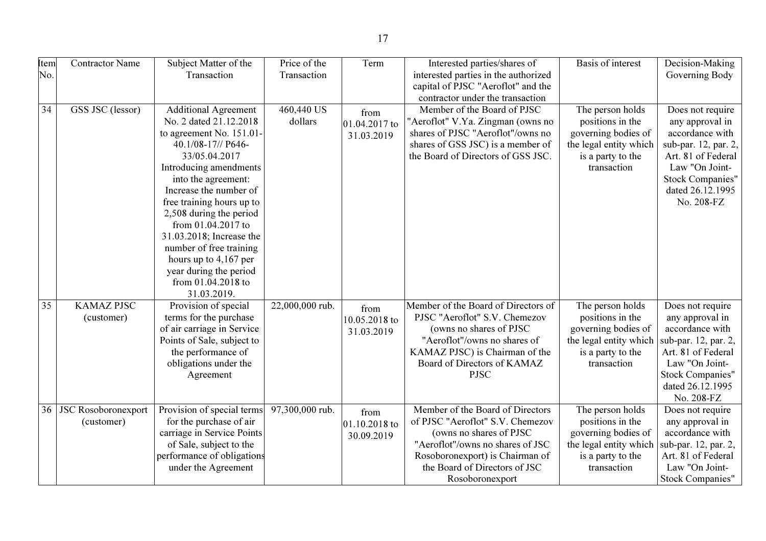| Item No. | Contractor Name | Subject Matter of the Transaction | Price of the Transaction | Term | Interested parties/shares of interested parties in the authorized capital of PJSC "Aeroflot" and the contractor under the transaction | Basis of interest | Decision-Making Governing Body |
|---|---|---|---|---|---|---|---|
| 34 | GSS JSC (lessor) | Additional Agreement No. 2 dated 21.12.2018 to agreement No. 151.01-40.1/08-17// P646-33/05.04.2017 Introducing amendments into the agreement: Increase the number of free training hours up to 2,508 during the period from 01.04.2017 to 31.03.2018; Increase the number of free training hours up to 4,167 per year during the period from 01.04.2018 to 31.03.2019. | 460,440 US dollars | from 01.04.2017 to 31.03.2019 | Member of the Board of PJSC "Aeroflot" V.Ya. Zingman (owns no shares of PJSC "Aeroflot"/owns no shares of GSS JSC) is a member of the Board of Directors of GSS JSC. | The person holds positions in the governing bodies of the legal entity which is a party to the transaction | Does not require any approval in accordance with sub-par. 12, par. 2, Art. 81 of Federal Law "On Joint-Stock Companies" dated 26.12.1995 No. 208-FZ |
| 35 | KAMAZ PJSC (customer) | Provision of special terms for the purchase of air carriage in Service Points of Sale, subject to the performance of obligations under the Agreement | 22,000,000 rub. | from 10.05.2018 to 31.03.2019 | Member of the Board of Directors of PJSC "Aeroflot" S.V. Chemezov (owns no shares of PJSC "Aeroflot"/owns no shares of KAMAZ PJSC) is Chairman of the Board of Directors of KAMAZ PJSC | The person holds positions in the governing bodies of the legal entity which is a party to the transaction | Does not require any approval in accordance with sub-par. 12, par. 2, Art. 81 of Federal Law "On Joint-Stock Companies" dated 26.12.1995 No. 208-FZ |
| 36 | JSC Rosoboronexport (customer) | Provision of special terms for the purchase of air carriage in Service Points of Sale, subject to the performance of obligations under the Agreement | 97,300,000 rub. | from 01.10.2018 to 30.09.2019 | Member of the Board of Directors of PJSC "Aeroflot" S.V. Chemezov (owns no shares of PJSC "Aeroflot"/owns no shares of JSC Rosoboronexport) is Chairman of the Board of Directors of JSC Rosoboronexport | The person holds positions in the governing bodies of the legal entity which is a party to the transaction | Does not require any approval in accordance with sub-par. 12, par. 2, Art. 81 of Federal Law "On Joint-Stock Companies" |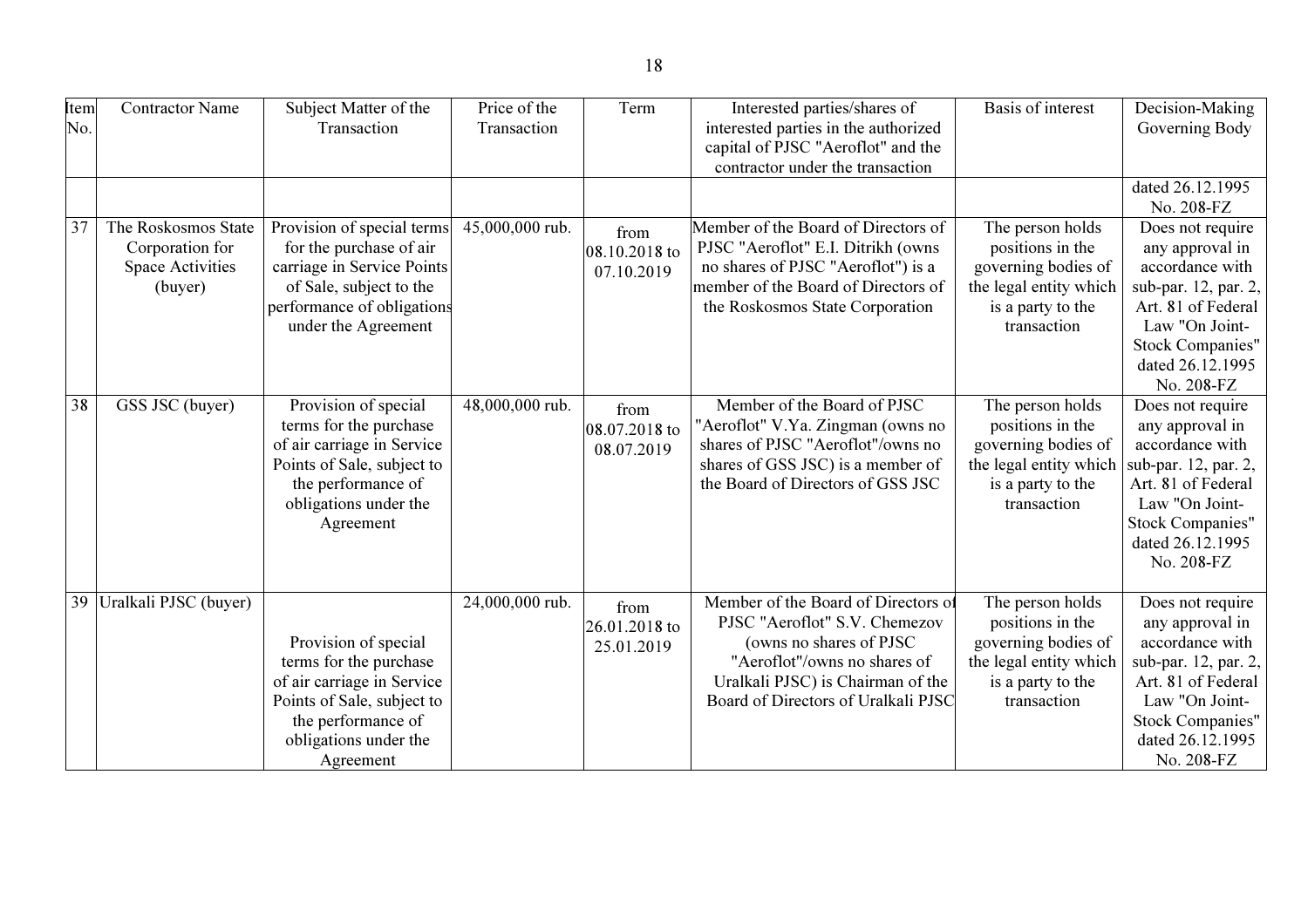| Item No. | Contractor Name | Subject Matter of the Transaction | Price of the Transaction | Term | Interested parties/shares of interested parties in the authorized capital of PJSC "Aeroflot" and the contractor under the transaction | Basis of interest | Decision-Making Governing Body |
|---|---|---|---|---|---|---|---|
| | | | | | | | dated 26.12.1995 No. 208-FZ |
| 37 | The Roskosmos State Corporation for Space Activities (buyer) | Provision of special terms for the purchase of air carriage in Service Points of Sale, subject to the performance of obligations under the Agreement | 45,000,000 rub. | from 08.10.2018 to 07.10.2019 | Member of the Board of Directors of PJSC "Aeroflot" E.I. Ditrikh (owns no shares of PJSC "Aeroflot") is a member of the Board of Directors of the Roskosmos State Corporation | The person holds positions in the governing bodies of the legal entity which is a party to the transaction | Does not require any approval in accordance with sub-par. 12, par. 2, Art. 81 of Federal Law "On Joint-Stock Companies" dated 26.12.1995 No. 208-FZ |
| 38 | GSS JSC (buyer) | Provision of special terms for the purchase of air carriage in Service Points of Sale, subject to the performance of obligations under the Agreement | 48,000,000 rub. | from 08.07.2018 to 08.07.2019 | Member of the Board of PJSC "Aeroflot" V.Ya. Zingman (owns no shares of PJSC "Aeroflot"/owns no shares of GSS JSC) is a member of the Board of Directors of GSS JSC | The person holds positions in the governing bodies of the legal entity which is a party to the transaction | Does not require any approval in accordance with sub-par. 12, par. 2, Art. 81 of Federal Law "On Joint-Stock Companies" dated 26.12.1995 No. 208-FZ |
| 39 | Uralkali PJSC (buyer) | Provision of special terms for the purchase of air carriage in Service Points of Sale, subject to the performance of obligations under the Agreement | 24,000,000 rub. | from 26.01.2018 to 25.01.2019 | Member of the Board of Directors of PJSC "Aeroflot" S.V. Chemezov (owns no shares of PJSC "Aeroflot"/owns no shares of Uralkali PJSC) is Chairman of the Board of Directors of Uralkali PJSC | The person holds positions in the governing bodies of the legal entity which is a party to the transaction | Does not require any approval in accordance with sub-par. 12, par. 2, Art. 81 of Federal Law "On Joint-Stock Companies" dated 26.12.1995 No. 208-FZ |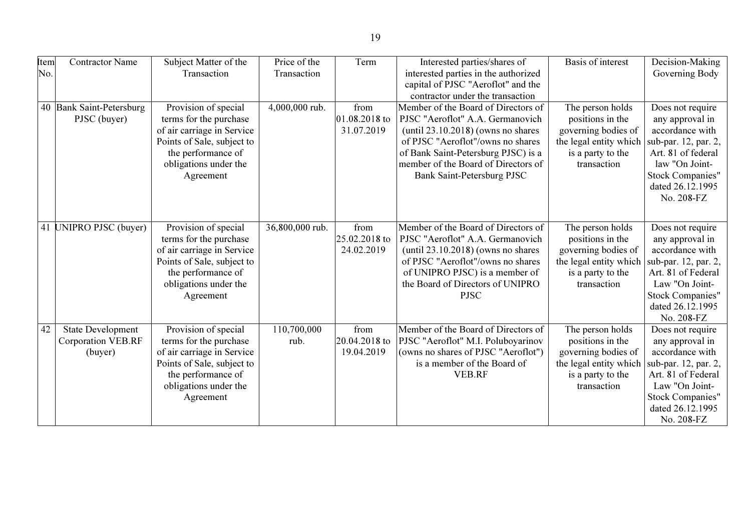| Item No. | Contractor Name | Subject Matter of the Transaction | Price of the Transaction | Term | Interested parties/shares of interested parties in the authorized capital of PJSC "Aeroflot" and the contractor under the transaction | Basis of interest | Decision-Making Governing Body |
|---|---|---|---|---|---|---|---|
| 40 | Bank Saint-Petersburg PJSC (buyer) | Provision of special terms for the purchase of air carriage in Service Points of Sale, subject to the performance of obligations under the Agreement | 4,000,000 rub. | from 01.08.2018 to 31.07.2019 | Member of the Board of Directors of PJSC "Aeroflot" A.A. Germanovich (until 23.10.2018) (owns no shares of PJSC "Aeroflot"/owns no shares of Bank Saint-Petersburg PJSC) is a member of the Board of Directors of Bank Saint-Petersburg PJSC | The person holds positions in the governing bodies of the legal entity which is a party to the transaction | Does not require any approval in accordance with sub-par. 12, par. 2, Art. 81 of federal law "On Joint-Stock Companies" dated 26.12.1995 No. 208-FZ |
| 41 | UNIPRO PJSC (buyer) | Provision of special terms for the purchase of air carriage in Service Points of Sale, subject to the performance of obligations under the Agreement | 36,800,000 rub. | from 25.02.2018 to 24.02.2019 | Member of the Board of Directors of PJSC "Aeroflot" A.A. Germanovich (until 23.10.2018) (owns no shares of PJSC "Aeroflot"/owns no shares of UNIPRO PJSC) is a member of the Board of Directors of UNIPRO PJSC | The person holds positions in the governing bodies of the legal entity which is a party to the transaction | Does not require any approval in accordance with sub-par. 12, par. 2, Art. 81 of Federal Law "On Joint-Stock Companies" dated 26.12.1995 No. 208-FZ |
| 42 | State Development Corporation VEB.RF (buyer) | Provision of special terms for the purchase of air carriage in Service Points of Sale, subject to the performance of obligations under the Agreement | 110,700,000 rub. | from 20.04.2018 to 19.04.2019 | Member of the Board of Directors of PJSC "Aeroflot" M.I. Poluboyarinov (owns no shares of PJSC "Aeroflot") is a member of the Board of VEB.RF | The person holds positions in the governing bodies of the legal entity which is a party to the transaction | Does not require any approval in accordance with sub-par. 12, par. 2, Art. 81 of Federal Law "On Joint-Stock Companies" dated 26.12.1995 No. 208-FZ |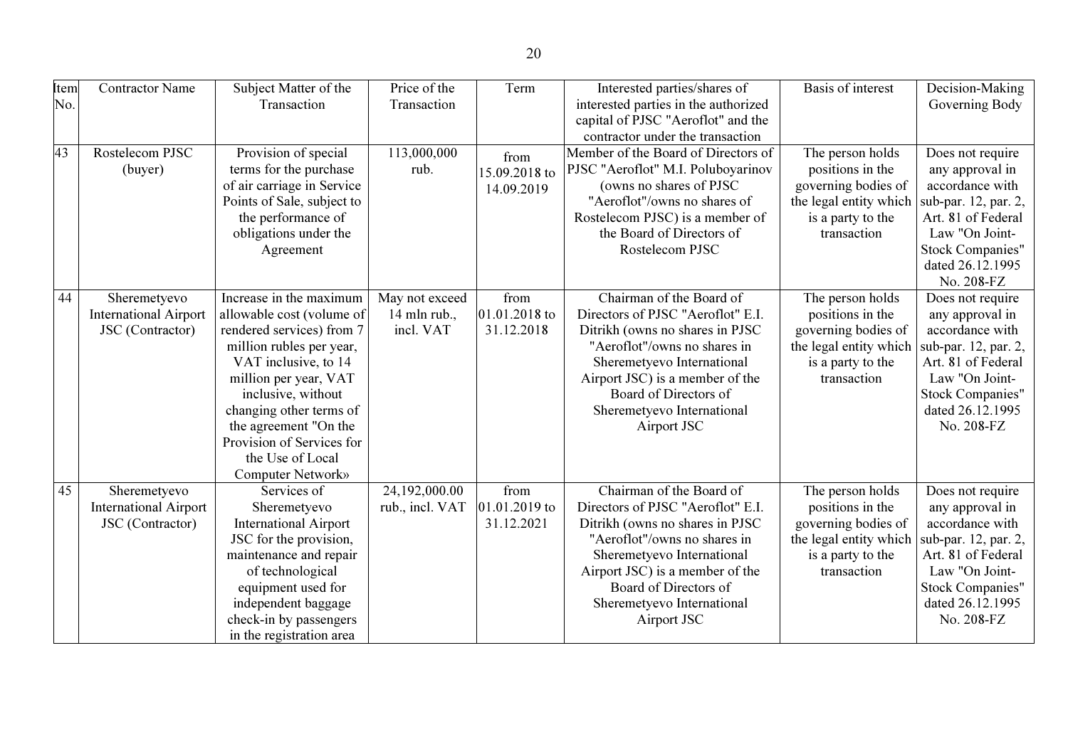| Item No. | Contractor Name | Subject Matter of the Transaction | Price of the Transaction | Term | Interested parties/shares of interested parties in the authorized capital of PJSC "Aeroflot" and the contractor under the transaction | Basis of interest | Decision-Making Governing Body |
|---|---|---|---|---|---|---|---|
| 43 | Rostelecom PJSC (buyer) | Provision of special terms for the purchase of air carriage in Service Points of Sale, subject to the performance of obligations under the Agreement | 113,000,000 rub. | from 15.09.2018 to 14.09.2019 | Member of the Board of Directors of PJSC "Aeroflot" M.I. Poluboyarinov (owns no shares of PJSC "Aeroflot"/owns no shares of Rostelecom PJSC) is a member of the Board of Directors of Rostelecom PJSC | The person holds positions in the governing bodies of the legal entity which is a party to the transaction | Does not require any approval in accordance with sub-par. 12, par. 2, Art. 81 of Federal Law "On Joint-Stock Companies" dated 26.12.1995 No. 208-FZ |
| 44 | Sheremetyevo International Airport JSC (Contractor) | Increase in the maximum allowable cost (volume of rendered services) from 7 million rubles per year, VAT inclusive, to 14 million per year, VAT inclusive, without changing other terms of the agreement "On the Provision of Services for the Use of Local Computer Network» | May not exceed 14 mln rub., incl. VAT | from 01.01.2018 to 31.12.2018 | Chairman of the Board of Directors of PJSC "Aeroflot" E.I. Ditrikh (owns no shares in PJSC "Aeroflot"/owns no shares in Sheremetyevo International Airport JSC) is a member of the Board of Directors of Sheremetyevo International Airport JSC | The person holds positions in the governing bodies of the legal entity which is a party to the transaction | Does not require any approval in accordance with sub-par. 12, par. 2, Art. 81 of Federal Law "On Joint-Stock Companies" dated 26.12.1995 No. 208-FZ |
| 45 | Sheremetyevo International Airport JSC (Contractor) | Services of Sheremetyevo International Airport JSC for the provision, maintenance and repair of technological equipment used for independent baggage check-in by passengers in the registration area | 24,192,000.00 rub., incl. VAT | from 01.01.2019 to 31.12.2021 | Chairman of the Board of Directors of PJSC "Aeroflot" E.I. Ditrikh (owns no shares in PJSC "Aeroflot"/owns no shares in Sheremetyevo International Airport JSC) is a member of the Board of Directors of Sheremetyevo International Airport JSC | The person holds positions in the governing bodies of the legal entity which is a party to the transaction | Does not require any approval in accordance with sub-par. 12, par. 2, Art. 81 of Federal Law "On Joint-Stock Companies" dated 26.12.1995 No. 208-FZ |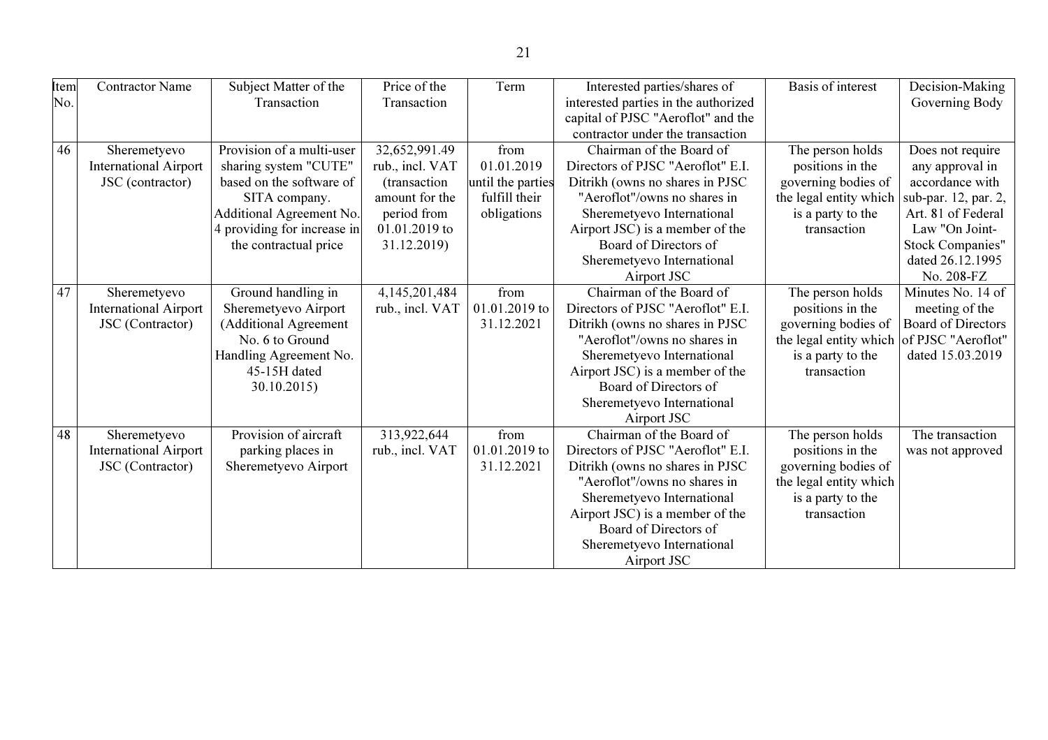| Item No. | Contractor Name | Subject Matter of the Transaction | Price of the Transaction | Term | Interested parties/shares of interested parties in the authorized capital of PJSC "Aeroflot" and the contractor under the transaction | Basis of interest | Decision-Making Governing Body |
|---|---|---|---|---|---|---|---|
| 46 | Sheremetyevo International Airport JSC (contractor) | Provision of a multi-user sharing system "CUTE" based on the software of SITA company. Additional Agreement No. 4 providing for increase in the contractual price | 32,652,991.49 rub., incl. VAT (transaction amount for the period from 01.01.2019 to 31.12.2019) | from 01.01.2019 until the parties fulfill their obligations | Chairman of the Board of Directors of PJSC "Aeroflot" E.I. Ditrikh (owns no shares in PJSC "Aeroflot"/owns no shares in Sheremetyevo International Airport JSC) is a member of the Board of Directors of Sheremetyevo International Airport JSC | The person holds positions in the governing bodies of the legal entity which is a party to the transaction | Does not require any approval in accordance with sub-par. 12, par. 2, Art. 81 of Federal Law "On Joint-Stock Companies" dated 26.12.1995 No. 208-FZ |
| 47 | Sheremetyevo International Airport JSC (Contractor) | Ground handling in Sheremetyevo Airport (Additional Agreement No. 6 to Ground Handling Agreement No. 45-15H dated 30.10.2015) | 4,145,201,484 rub., incl. VAT | from 01.01.2019 to 31.12.2021 | Chairman of the Board of Directors of PJSC "Aeroflot" E.I. Ditrikh (owns no shares in PJSC "Aeroflot"/owns no shares in Sheremetyevo International Airport JSC) is a member of the Board of Directors of Sheremetyevo International Airport JSC | The person holds positions in the governing bodies of the legal entity which is a party to the transaction | Minutes No. 14 of meeting of the Board of Directors of PJSC "Aeroflot" dated 15.03.2019 |
| 48 | Sheremetyevo International Airport JSC (Contractor) | Provision of aircraft parking places in Sheremetyevo Airport | 313,922,644 rub., incl. VAT | from 01.01.2019 to 31.12.2021 | Chairman of the Board of Directors of PJSC "Aeroflot" E.I. Ditrikh (owns no shares in PJSC "Aeroflot"/owns no shares in Sheremetyevo International Airport JSC) is a member of the Board of Directors of Sheremetyevo International Airport JSC | The person holds positions in the governing bodies of the legal entity which is a party to the transaction | The transaction was not approved |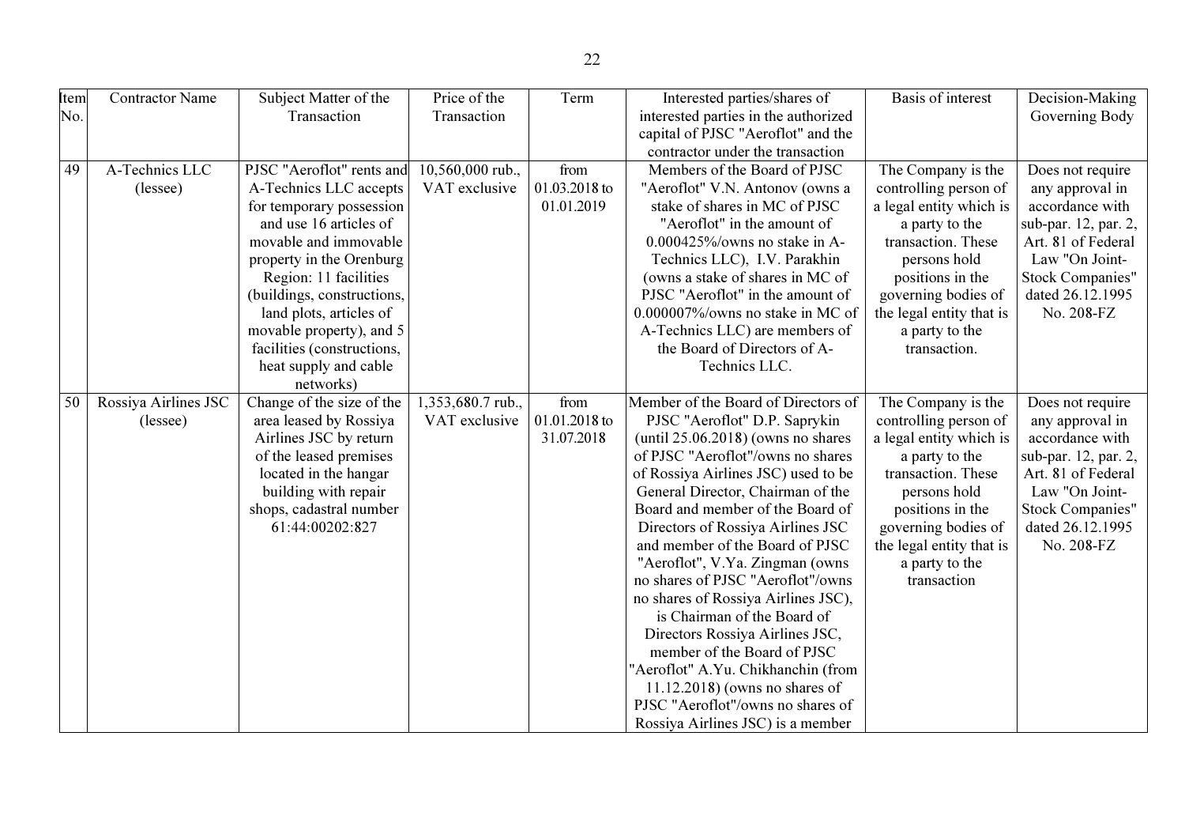| Item No. | Contractor Name | Subject Matter of the Transaction | Price of the Transaction | Term | Interested parties/shares of interested parties in the authorized capital of PJSC "Aeroflot" and the contractor under the transaction | Basis of interest | Decision-Making Governing Body |
|---|---|---|---|---|---|---|---|
| 49 | A-Technics LLC (lessee) | PJSC "Aeroflot" rents and A-Technics LLC accepts for temporary possession and use 16 articles of movable and immovable property in the Orenburg Region: 11 facilities (buildings, constructions, land plots, articles of movable property), and 5 facilities (constructions, heat supply and cable networks) | 10,560,000 rub., VAT exclusive | from 01.03.2018 to 01.01.2019 | Members of the Board of PJSC "Aeroflot" V.N. Antonov (owns a stake of shares in MC of PJSC "Aeroflot" in the amount of 0.000425%/owns no stake in A-Technics LLC), I.V. Parakhin (owns a stake of shares in MC of PJSC "Aeroflot" in the amount of 0.000007%/owns no stake in MC of A-Technics LLC) are members of the Board of Directors of A-Technics LLC. | The Company is the controlling person of a legal entity which is a party to the transaction. These persons hold positions in the governing bodies of the legal entity that is a party to the transaction. | Does not require any approval in accordance with sub-par. 12, par. 2, Art. 81 of Federal Law "On Joint-Stock Companies" dated 26.12.1995 No. 208-FZ |
| 50 | Rossiya Airlines JSC (lessee) | Change of the size of the area leased by Rossiya Airlines JSC by return of the leased premises located in the hangar building with repair shops, cadastral number 61:44:00202:827 | 1,353,680.7 rub., VAT exclusive | from 01.01.2018 to 31.07.2018 | Member of the Board of Directors of PJSC "Aeroflot" D.P. Saprykin (until 25.06.2018) (owns no shares of PJSC "Aeroflot"/owns no shares of Rossiya Airlines JSC) used to be General Director, Chairman of the Board and member of the Board of Directors of Rossiya Airlines JSC and member of the Board of PJSC "Aeroflot", V.Ya. Zingman (owns no shares of PJSC "Aeroflot"/owns no shares of Rossiya Airlines JSC), is Chairman of the Board of Directors Rossiya Airlines JSC, member of the Board of PJSC "Aeroflot" A.Yu. Chikhanchin (from 11.12.2018) (owns no shares of PJSC "Aeroflot"/owns no shares of Rossiya Airlines JSC) is a member | The Company is the controlling person of a legal entity which is a party to the transaction. These persons hold positions in the governing bodies of the legal entity that is a party to the transaction | Does not require any approval in accordance with sub-par. 12, par. 2, Art. 81 of Federal Law "On Joint-Stock Companies" dated 26.12.1995 No. 208-FZ |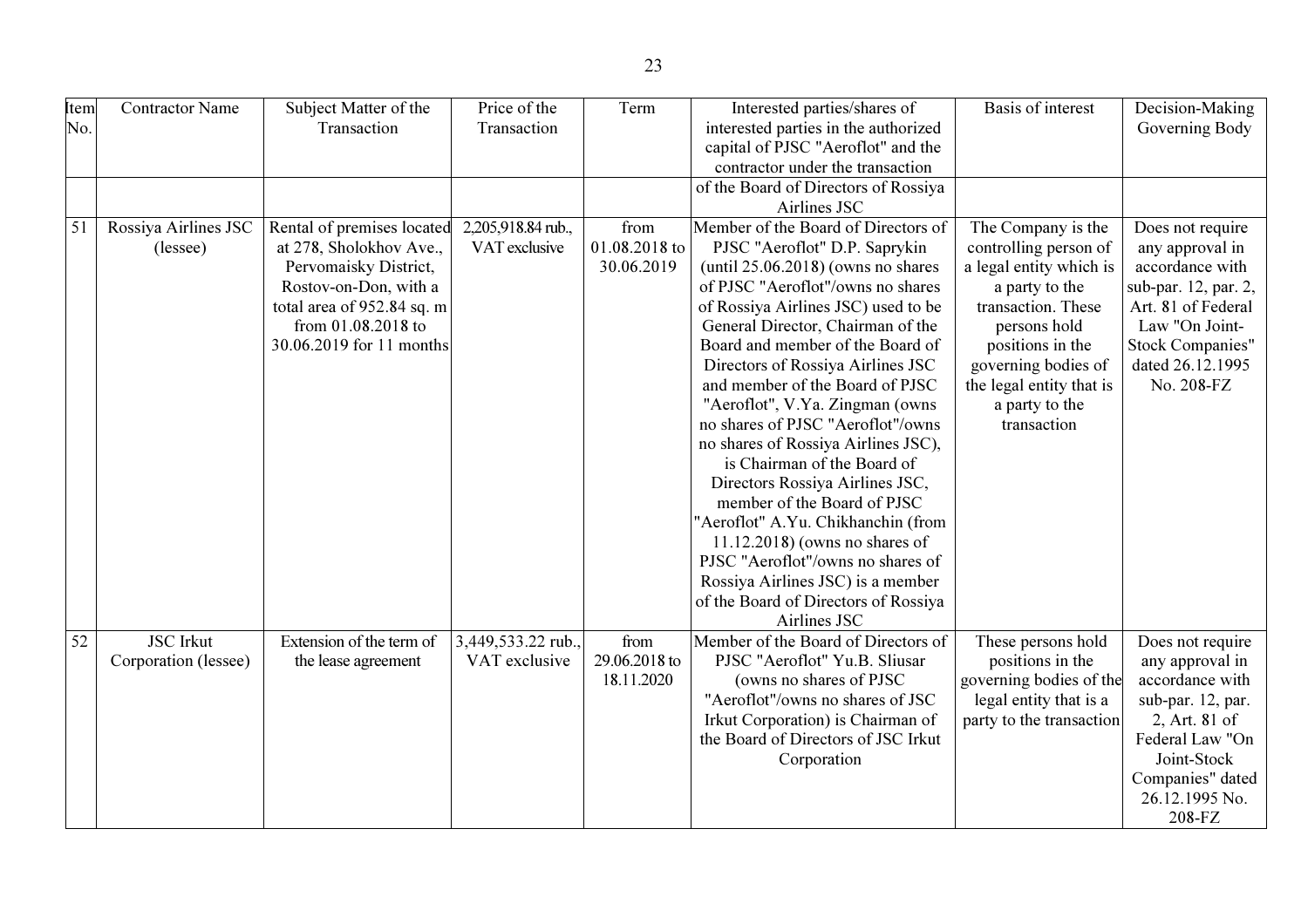| Item No. | Contractor Name | Subject Matter of the Transaction | Price of the Transaction | Term | Interested parties/shares of interested parties in the authorized capital of PJSC "Aeroflot" and the contractor under the transaction | Basis of interest | Decision-Making Governing Body |
|---|---|---|---|---|---|---|---|
| | | | | | of the Board of Directors of Rossiya Airlines JSC | | |
| 51 | Rossiya Airlines JSC (lessee) | Rental of premises located at 278, Sholokhov Ave., Pervomaisky District, Rostov-on-Don, with a total area of 952.84 sq. m from 01.08.2018 to 30.06.2019 for 11 months | 2,205,918.84 rub., VAT exclusive | from 01.08.2018 to 30.06.2019 | Member of the Board of Directors of PJSC "Aeroflot" D.P. Saprykin (until 25.06.2018) (owns no shares of PJSC "Aeroflot"/owns no shares of Rossiya Airlines JSC) used to be General Director, Chairman of the Board and member of the Board of Directors of Rossiya Airlines JSC and member of the Board of PJSC "Aeroflot", V.Ya. Zingman (owns no shares of PJSC "Aeroflot"/owns no shares of Rossiya Airlines JSC), is Chairman of the Board of Directors Rossiya Airlines JSC, member of the Board of PJSC "Aeroflot" A.Yu. Chikhanchin (from 11.12.2018) (owns no shares of PJSC "Aeroflot"/owns no shares of Rossiya Airlines JSC) is a member of the Board of Directors of Rossiya Airlines JSC | The Company is the controlling person of a legal entity which is a party to the transaction. These persons hold positions in the governing bodies of the legal entity that is a party to the transaction | Does not require any approval in accordance with sub-par. 12, par. 2, Art. 81 of Federal Law "On Joint-Stock Companies" dated 26.12.1995 No. 208-FZ |
| 52 | JSC Irkut Corporation (lessee) | Extension of the term of the lease agreement | 3,449,533.22 rub., VAT exclusive | from 29.06.2018 to 18.11.2020 | Member of the Board of Directors of PJSC "Aeroflot" Yu.B. Sliusar (owns no shares of PJSC "Aeroflot"/owns no shares of JSC Irkut Corporation) is Chairman of the Board of Directors of JSC Irkut Corporation | These persons hold positions in the governing bodies of the legal entity that is a party to the transaction | Does not require any approval in accordance with sub-par. 12, par. 2, Art. 81 of Federal Law "On Joint-Stock Companies" dated 26.12.1995 No. 208-FZ |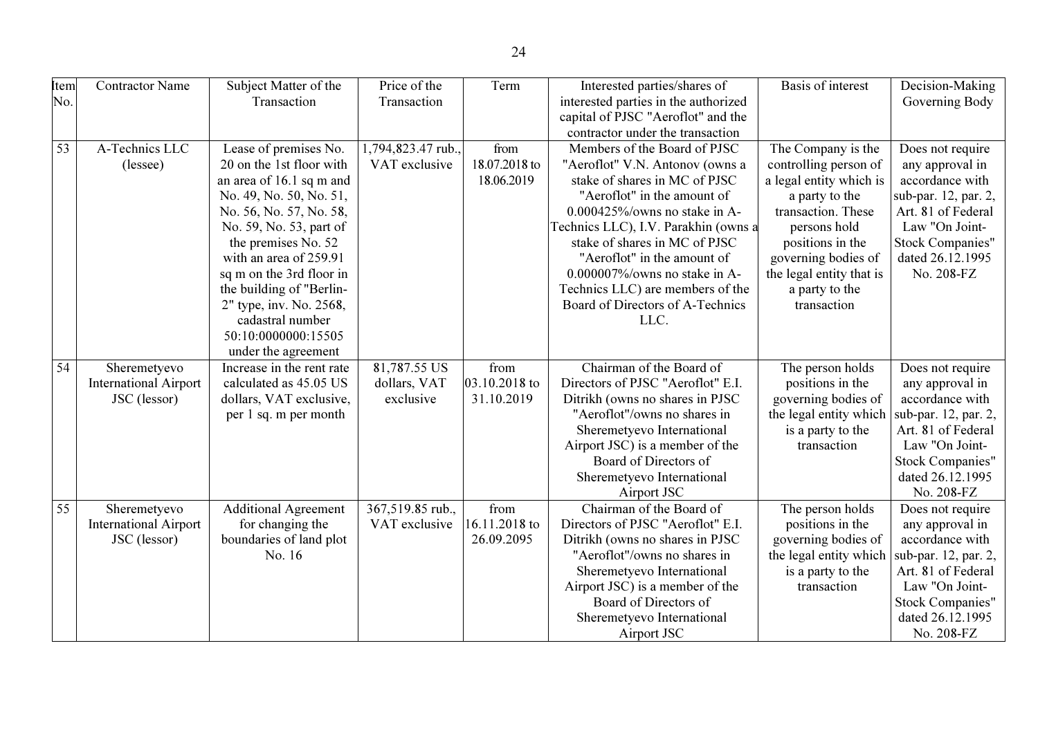| Item No. | Contractor Name | Subject Matter of the Transaction | Price of the Transaction | Term | Interested parties/shares of interested parties in the authorized capital of PJSC "Aeroflot" and the contractor under the transaction | Basis of interest | Decision-Making Governing Body |
|---|---|---|---|---|---|---|---|
| 53 | A-Technics LLC (lessee) | Lease of premises No. 20 on the 1st floor with an area of 16.1 sq m and No. 49, No. 50, No. 51, No. 56, No. 57, No. 58, No. 59, No. 53, part of the premises No. 52 with an area of 259.91 sq m on the 3rd floor in the building of "Berlin-2" type, inv. No. 2568, cadastral number 50:10:0000000:15505 under the agreement | 1,794,823.47 rub., VAT exclusive | from 18.07.2018 to 18.06.2019 | Members of the Board of PJSC "Aeroflot" V.N. Antonov (owns a stake of shares in MC of PJSC "Aeroflot" in the amount of 0.000425%/owns no stake in A-Technics LLC), I.V. Parakhin (owns a stake of shares in MC of PJSC "Aeroflot" in the amount of 0.000007%/owns no stake in A-Technics LLC) are members of the Board of Directors of A-Technics LLC. | The Company is the controlling person of a legal entity which is a party to the transaction. These persons hold positions in the governing bodies of the legal entity that is a party to the transaction | Does not require any approval in accordance with sub-par. 12, par. 2, Art. 81 of Federal Law "On Joint-Stock Companies" dated 26.12.1995 No. 208-FZ |
| 54 | Sheremetyevo International Airport JSC (lessor) | Increase in the rent rate calculated as 45.05 US dollars, VAT exclusive, per 1 sq. m per month | 81,787.55 US dollars, VAT exclusive | from 03.10.2018 to 31.10.2019 | Chairman of the Board of Directors of PJSC "Aeroflot" E.I. Ditrikh (owns no shares in PJSC "Aeroflot"/owns no shares in Sheremetyevo International Airport JSC) is a member of the Board of Directors of Sheremetyevo International Airport JSC | The person holds positions in the governing bodies of the legal entity which is a party to the transaction | Does not require any approval in accordance with sub-par. 12, par. 2, Art. 81 of Federal Law "On Joint-Stock Companies" dated 26.12.1995 No. 208-FZ |
| 55 | Sheremetyevo International Airport JSC (lessor) | Additional Agreement for changing the boundaries of land plot No. 16 | 367,519.85 rub., VAT exclusive | from 16.11.2018 to 26.09.2095 | Chairman of the Board of Directors of PJSC "Aeroflot" E.I. Ditrikh (owns no shares in PJSC "Aeroflot"/owns no shares in Sheremetyevo International Airport JSC) is a member of the Board of Directors of Sheremetyevo International Airport JSC | The person holds positions in the governing bodies of the legal entity which is a party to the transaction | Does not require any approval in accordance with sub-par. 12, par. 2, Art. 81 of Federal Law "On Joint-Stock Companies" dated 26.12.1995 No. 208-FZ |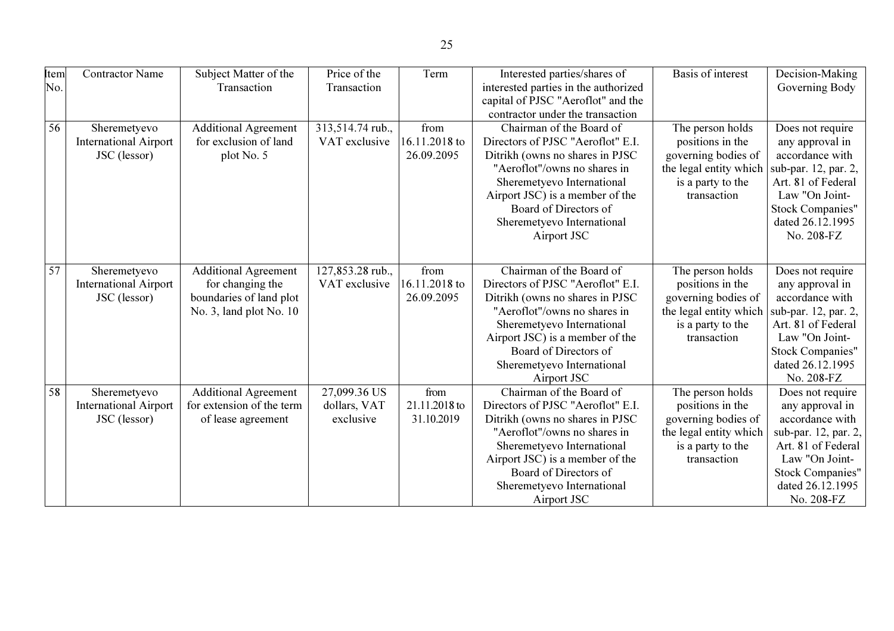| Item No. | Contractor Name | Subject Matter of the Transaction | Price of the Transaction | Term | Interested parties/shares of interested parties in the authorized capital of PJSC "Aeroflot" and the contractor under the transaction | Basis of interest | Decision-Making Governing Body |
|---|---|---|---|---|---|---|---|
| 56 | Sheremetyevo International Airport JSC (lessor) | Additional Agreement for exclusion of land plot No. 5 | 313,514.74 rub., VAT exclusive | from 16.11.2018 to 26.09.2095 | Chairman of the Board of Directors of PJSC "Aeroflot" E.I. Ditrikh (owns no shares in PJSC "Aeroflot"/owns no shares in Sheremetyevo International Airport JSC) is a member of the Board of Directors of Sheremetyevo International Airport JSC | The person holds positions in the governing bodies of the legal entity which is a party to the transaction | Does not require any approval in accordance with sub-par. 12, par. 2, Art. 81 of Federal Law "On Joint-Stock Companies" dated 26.12.1995 No. 208-FZ |
| 57 | Sheremetyevo International Airport JSC (lessor) | Additional Agreement for changing the boundaries of land plot No. 3, land plot No. 10 | 127,853.28 rub., VAT exclusive | from 16.11.2018 to 26.09.2095 | Chairman of the Board of Directors of PJSC "Aeroflot" E.I. Ditrikh (owns no shares in PJSC "Aeroflot"/owns no shares in Sheremetyevo International Airport JSC) is a member of the Board of Directors of Sheremetyevo International Airport JSC | The person holds positions in the governing bodies of the legal entity which is a party to the transaction | Does not require any approval in accordance with sub-par. 12, par. 2, Art. 81 of Federal Law "On Joint-Stock Companies" dated 26.12.1995 No. 208-FZ |
| 58 | Sheremetyevo International Airport JSC (lessor) | Additional Agreement for extension of the term of lease agreement | 27,099.36 US dollars, VAT exclusive | from 21.11.2018 to 31.10.2019 | Chairman of the Board of Directors of PJSC "Aeroflot" E.I. Ditrikh (owns no shares in PJSC "Aeroflot"/owns no shares in Sheremetyevo International Airport JSC) is a member of the Board of Directors of Sheremetyevo International Airport JSC | The person holds positions in the governing bodies of the legal entity which is a party to the transaction | Does not require any approval in accordance with sub-par. 12, par. 2, Art. 81 of Federal Law "On Joint-Stock Companies" dated 26.12.1995 No. 208-FZ |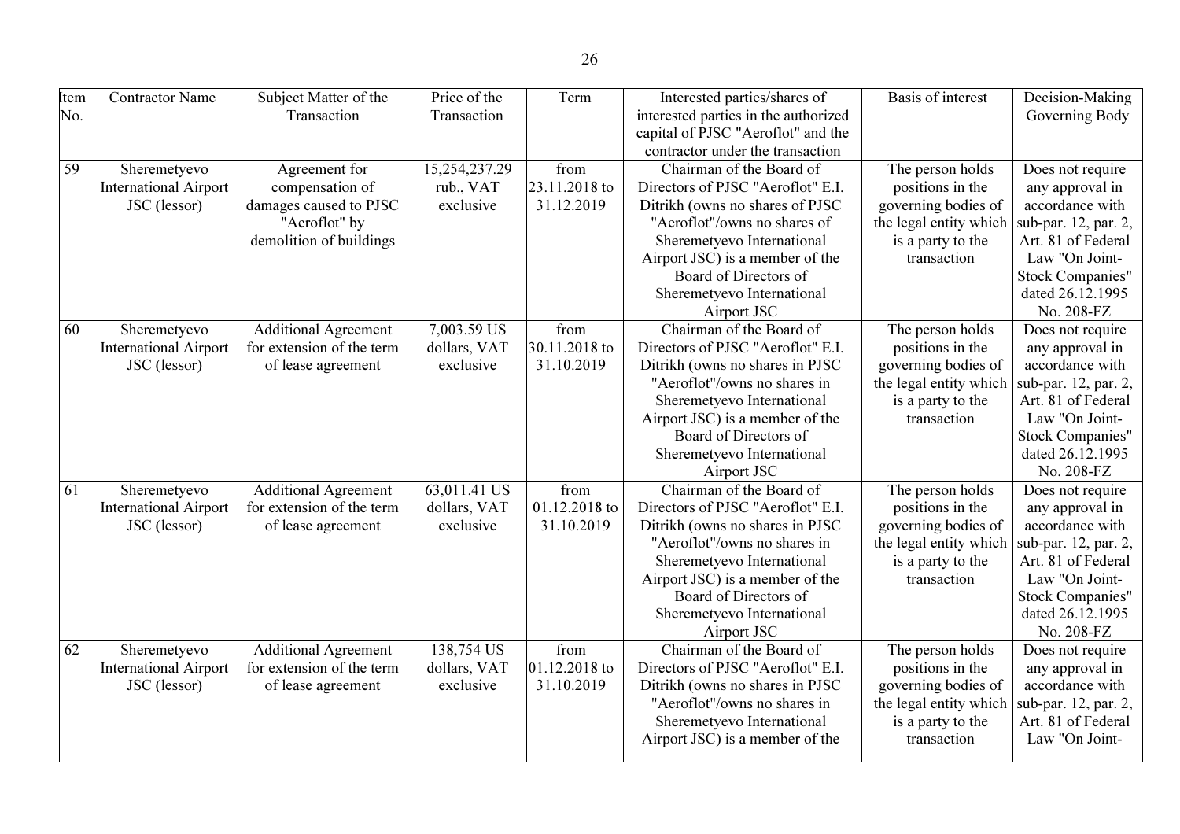| Item No. | Contractor Name | Subject Matter of the Transaction | Price of the Transaction | Term | Interested parties/shares of interested parties in the authorized capital of PJSC "Aeroflot" and the contractor under the transaction | Basis of interest | Decision-Making Governing Body |
|---|---|---|---|---|---|---|---|
| 59 | Sheremetyevo International Airport JSC (lessor) | Agreement for compensation of damages caused to PJSC "Aeroflot" by demolition of buildings | 15,254,237.29 rub., VAT exclusive | from 23.11.2018 to 31.12.2019 | Chairman of the Board of Directors of PJSC "Aeroflot" E.I. Ditrikh (owns no shares of PJSC "Aeroflot"/owns no shares of Sheremetyevo International Airport JSC) is a member of the Board of Directors of Sheremetyevo International Airport JSC | The person holds positions in the governing bodies of the legal entity which is a party to the transaction | Does not require any approval in accordance with sub-par. 12, par. 2, Art. 81 of Federal Law "On Joint-Stock Companies" dated 26.12.1995 No. 208-FZ |
| 60 | Sheremetyevo International Airport JSC (lessor) | Additional Agreement for extension of the term of lease agreement | 7,003.59 US dollars, VAT exclusive | from 30.11.2018 to 31.10.2019 | Chairman of the Board of Directors of PJSC "Aeroflot" E.I. Ditrikh (owns no shares in PJSC "Aeroflot"/owns no shares in Sheremetyevo International Airport JSC) is a member of the Board of Directors of Sheremetyevo International Airport JSC | The person holds positions in the governing bodies of the legal entity which is a party to the transaction | Does not require any approval in accordance with sub-par. 12, par. 2, Art. 81 of Federal Law "On Joint-Stock Companies" dated 26.12.1995 No. 208-FZ |
| 61 | Sheremetyevo International Airport JSC (lessor) | Additional Agreement for extension of the term of lease agreement | 63,011.41 US dollars, VAT exclusive | from 01.12.2018 to 31.10.2019 | Chairman of the Board of Directors of PJSC "Aeroflot" E.I. Ditrikh (owns no shares in PJSC "Aeroflot"/owns no shares in Sheremetyevo International Airport JSC) is a member of the Board of Directors of Sheremetyevo International Airport JSC | The person holds positions in the governing bodies of the legal entity which is a party to the transaction | Does not require any approval in accordance with sub-par. 12, par. 2, Art. 81 of Federal Law "On Joint-Stock Companies" dated 26.12.1995 No. 208-FZ |
| 62 | Sheremetyevo International Airport JSC (lessor) | Additional Agreement for extension of the term of lease agreement | 138,754 US dollars, VAT exclusive | from 01.12.2018 to 31.10.2019 | Chairman of the Board of Directors of PJSC "Aeroflot" E.I. Ditrikh (owns no shares in PJSC "Aeroflot"/owns no shares in Sheremetyevo International Airport JSC) is a member of the | The person holds positions in the governing bodies of the legal entity which is a party to the transaction | Does not require any approval in accordance with sub-par. 12, par. 2, Art. 81 of Federal Law "On Joint- |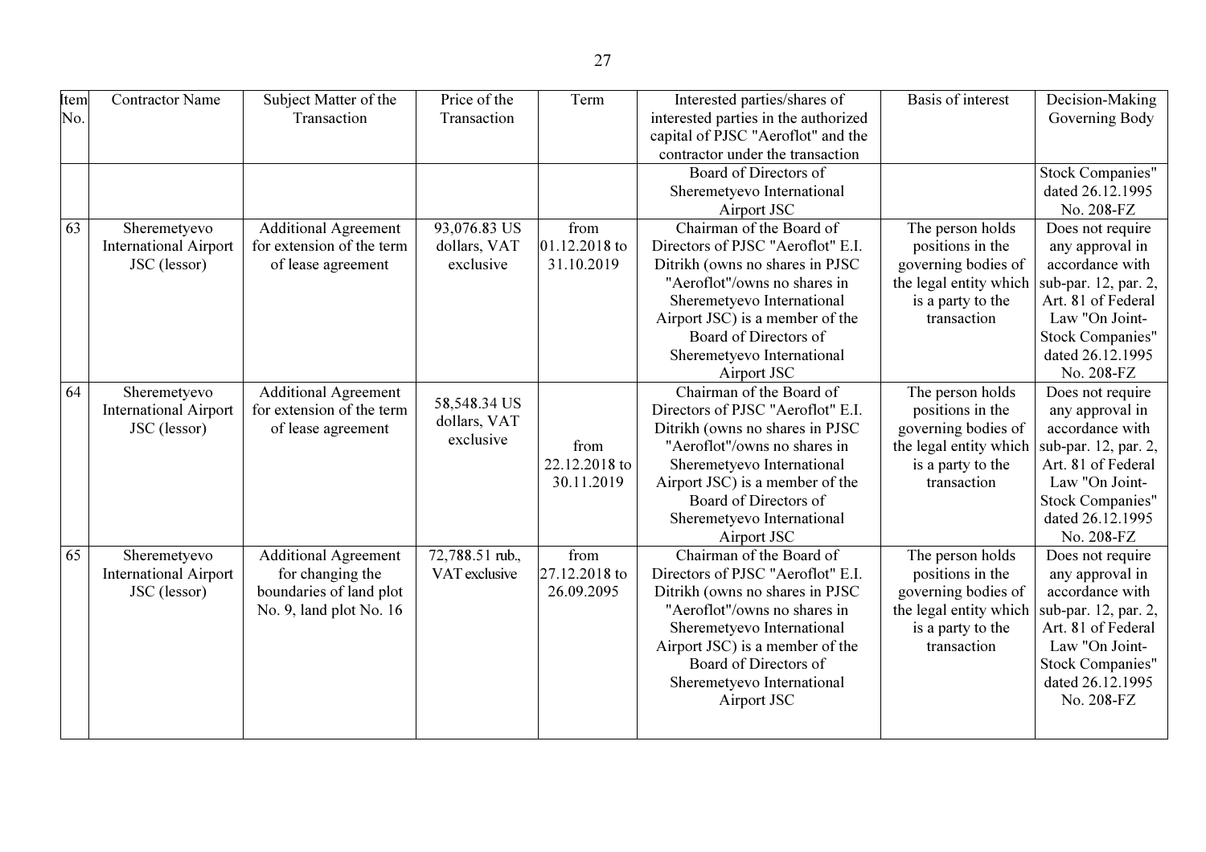| Item No. | Contractor Name | Subject Matter of the Transaction | Price of the Transaction | Term | Interested parties/shares of interested parties in the authorized capital of PJSC "Aeroflot" and the contractor under the transaction | Basis of interest | Decision-Making Governing Body |
|---|---|---|---|---|---|---|---|
| | | | | | Board of Directors of Sheremetyevo International Airport JSC | | Stock Companies" dated 26.12.1995 No. 208-FZ |
| 63 | Sheremetyevo International Airport JSC (lessor) | Additional Agreement for extension of the term of lease agreement | 93,076.83 US dollars, VAT exclusive | from 01.12.2018 to 31.10.2019 | Chairman of the Board of Directors of PJSC "Aeroflot" E.I. Ditrikh (owns no shares in PJSC "Aeroflot"/owns no shares in Sheremetyevo International Airport JSC) is a member of the Board of Directors of Sheremetyevo International Airport JSC | The person holds positions in the governing bodies of the legal entity which is a party to the transaction | Does not require any approval in accordance with sub-par. 12, par. 2, Art. 81 of Federal Law "On Joint-Stock Companies" dated 26.12.1995 No. 208-FZ |
| 64 | Sheremetyevo International Airport JSC (lessor) | Additional Agreement for extension of the term of lease agreement | 58,548.34 US dollars, VAT exclusive | from 22.12.2018 to 30.11.2019 | Chairman of the Board of Directors of PJSC "Aeroflot" E.I. Ditrikh (owns no shares in PJSC "Aeroflot"/owns no shares in Sheremetyevo International Airport JSC) is a member of the Board of Directors of Sheremetyevo International Airport JSC | The person holds positions in the governing bodies of the legal entity which is a party to the transaction | Does not require any approval in accordance with sub-par. 12, par. 2, Art. 81 of Federal Law "On Joint-Stock Companies" dated 26.12.1995 No. 208-FZ |
| 65 | Sheremetyevo International Airport JSC (lessor) | Additional Agreement for changing the boundaries of land plot No. 9, land plot No. 16 | 72,788.51 rub., VAT exclusive | from 27.12.2018 to 26.09.2095 | Chairman of the Board of Directors of PJSC "Aeroflot" E.I. Ditrikh (owns no shares in PJSC "Aeroflot"/owns no shares in Sheremetyevo International Airport JSC) is a member of the Board of Directors of Sheremetyevo International Airport JSC | The person holds positions in the governing bodies of the legal entity which is a party to the transaction | Does not require any approval in accordance with sub-par. 12, par. 2, Art. 81 of Federal Law "On Joint-Stock Companies" dated 26.12.1995 No. 208-FZ |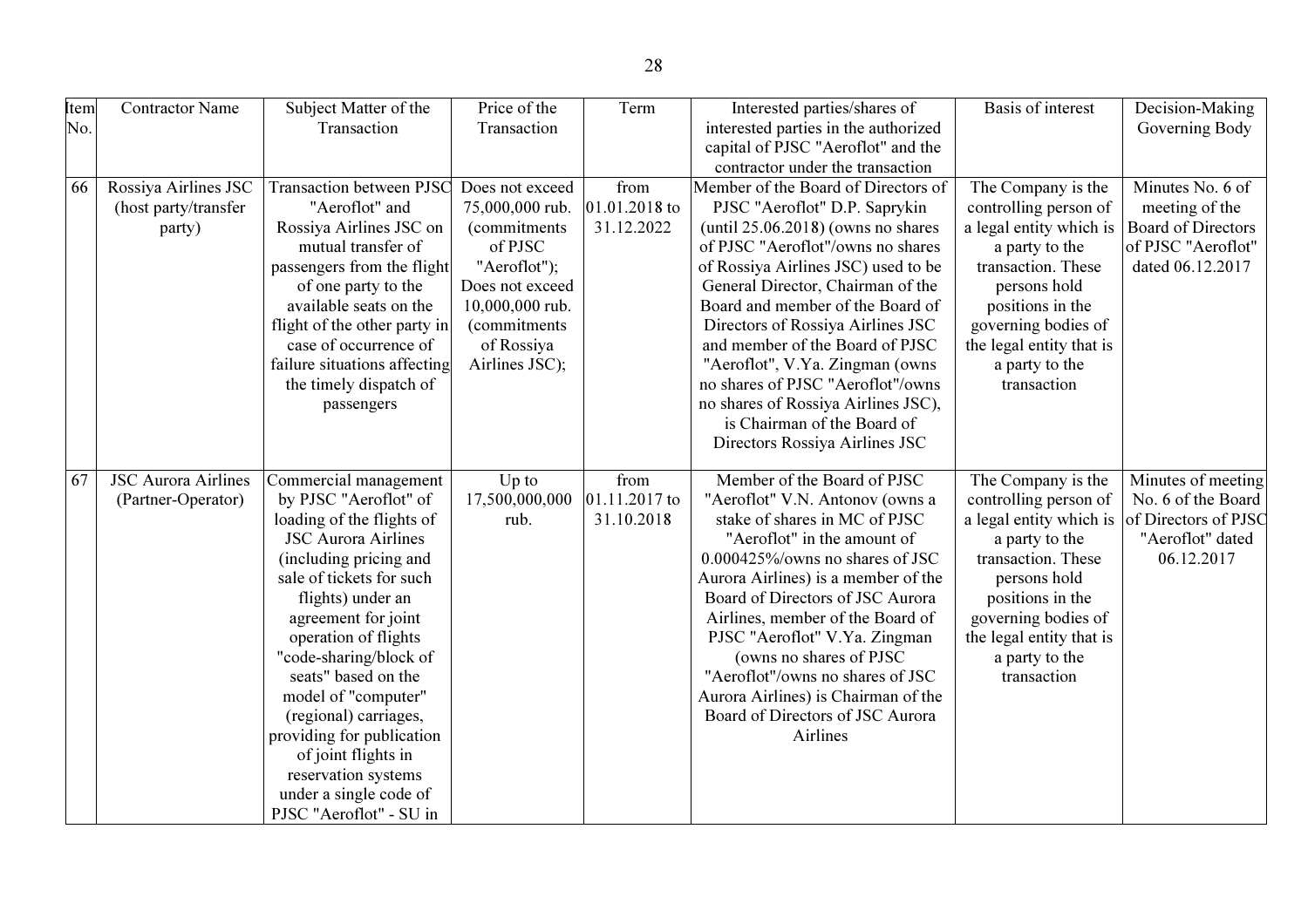| Item No. | Contractor Name | Subject Matter of the Transaction | Price of the Transaction | Term | Interested parties/shares of interested parties in the authorized capital of PJSC "Aeroflot" and the contractor under the transaction | Basis of interest | Decision-Making Governing Body |
|---|---|---|---|---|---|---|---|
| 66 | Rossiya Airlines JSC (host party/transfer party) | Transaction between PJSC "Aeroflot" and Rossiya Airlines JSC on mutual transfer of passengers from the flight of one party to the available seats on the flight of the other party in case of occurrence of failure situations affecting the timely dispatch of passengers | Does not exceed 75,000,000 rub. (commitments of PJSC "Aeroflot"); Does not exceed 10,000,000 rub. (commitments of Rossiya Airlines JSC); | from 01.01.2018 to 31.12.2022 | Member of the Board of Directors of PJSC "Aeroflot" D.P. Saprykin (until 25.06.2018) (owns no shares of PJSC "Aeroflot"/owns no shares of Rossiya Airlines JSC) used to be General Director, Chairman of the Board and member of the Board of Directors of Rossiya Airlines JSC and member of the Board of PJSC "Aeroflot", V.Ya. Zingman (owns no shares of PJSC "Aeroflot"/owns no shares of Rossiya Airlines JSC), is Chairman of the Board of Directors Rossiya Airlines JSC | The Company is the controlling person of a legal entity which is a party to the transaction. These persons hold positions in the governing bodies of the legal entity that is a party to the transaction | Minutes No. 6 of meeting of the Board of Directors of PJSC "Aeroflot" dated 06.12.2017 |
| 67 | JSC Aurora Airlines (Partner-Operator) | Commercial management by PJSC "Aeroflot" of loading of the flights of JSC Aurora Airlines (including pricing and sale of tickets for such flights) under an agreement for joint operation of flights "code-sharing/block of seats" based on the model of "computer" (regional) carriages, providing for publication of joint flights in reservation systems under a single code of PJSC "Aeroflot" - SU in | Up to 17,500,000,000 rub. | from 01.11.2017 to 31.10.2018 | Member of the Board of PJSC "Aeroflot" V.N. Antonov (owns a stake of shares in MC of PJSC "Aeroflot" in the amount of 0.000425%/owns no shares of JSC Aurora Airlines) is a member of the Board of Directors of JSC Aurora Airlines, member of the Board of PJSC "Aeroflot" V.Ya. Zingman (owns no shares of PJSC "Aeroflot"/owns no shares of JSC Aurora Airlines) is Chairman of the Board of Directors of JSC Aurora Airlines | The Company is the controlling person of a legal entity which is a party to the transaction. These persons hold positions in the governing bodies of the legal entity that is a party to the transaction | Minutes of meeting No. 6 of the Board of Directors of PJSC "Aeroflot" dated 06.12.2017 |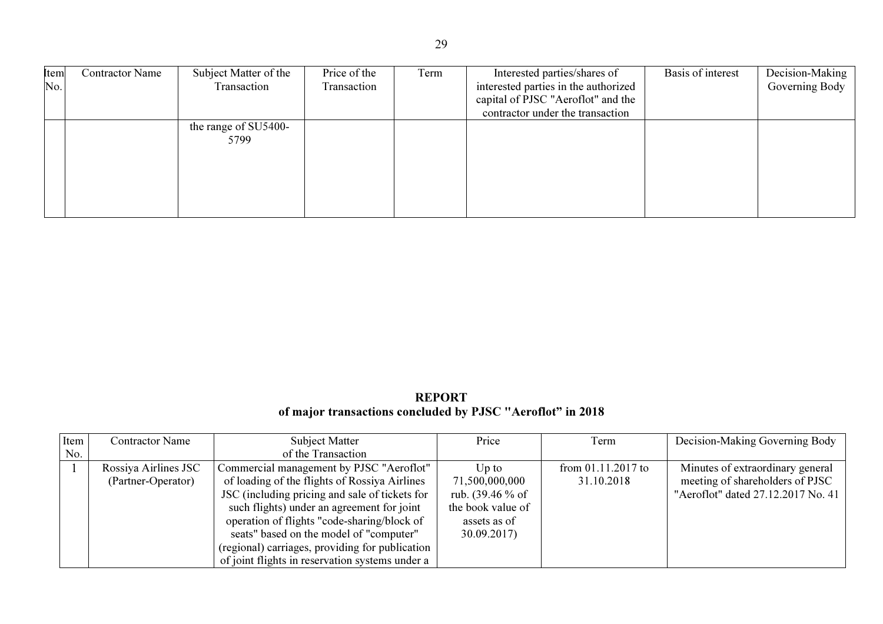| Item No. | Contractor Name | Subject Matter of the Transaction | Price of the Transaction | Term | Interested parties/shares of interested parties in the authorized capital of PJSC "Aeroflot" and the contractor under the transaction | Basis of interest | Decision-Making Governing Body |
|---|---|---|---|---|---|---|---|
| | | the range of SU5400-5799 | | | | | |

**REPORT**
**of major transactions concluded by PJSC "Aeroflot" in 2018**

| Item No. | Contractor Name | Subject Matter of the Transaction | Price | Term | Decision-Making Governing Body |
|---|---|---|---|---|---|
| 1 | Rossiya Airlines JSC (Partner-Operator) | Commercial management by PJSC "Aeroflot" of loading of the flights of Rossiya Airlines JSC (including pricing and sale of tickets for such flights) under an agreement for joint operation of flights "code-sharing/block of seats" based on the model of "computer" (regional) carriages, providing for publication of joint flights in reservation systems under a | Up to 71,500,000,000 rub. (39.46 % of the book value of assets as of 30.09.2017) | from 01.11.2017 to 31.10.2018 | Minutes of extraordinary general meeting of shareholders of PJSC "Aeroflot" dated 27.12.2017 No. 41 |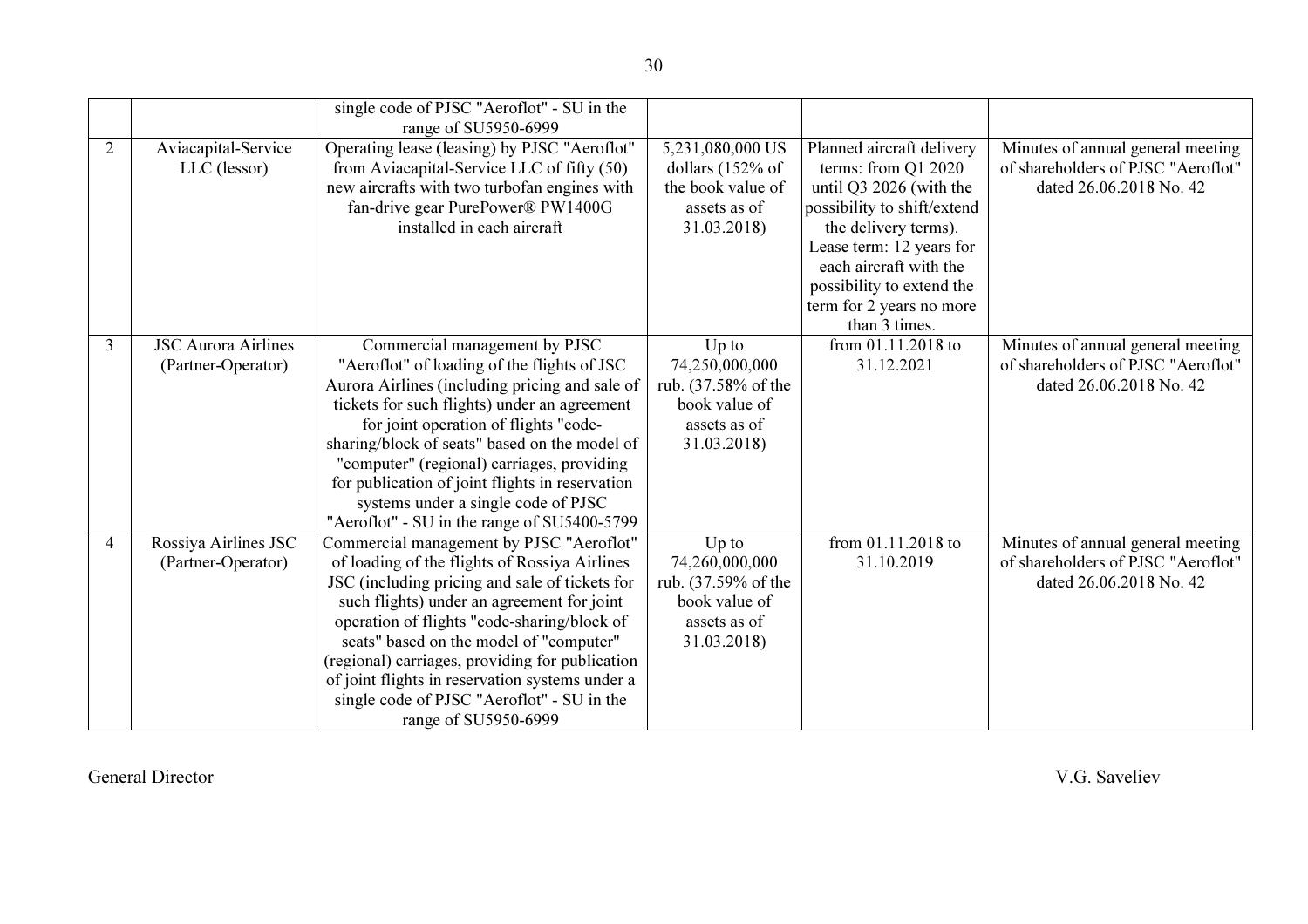| | | | | | |
|---|---|---|---|---|---|
| | | single code of PJSC "Aeroflot" - SU in the range of SU5950-6999 | | | |
| 2 | Aviacapital-Service LLC (lessor) | Operating lease (leasing) by PJSC "Aeroflot" from Aviacapital-Service LLC of fifty (50) new aircrafts with two turbofan engines with fan-drive gear PurePower® PW1400G installed in each aircraft | 5,231,080,000 US dollars (152% of the book value of assets as of 31.03.2018) | Planned aircraft delivery terms: from Q1 2020 until Q3 2026 (with the possibility to shift/extend the delivery terms). Lease term: 12 years for each aircraft with the possibility to extend the term for 2 years no more than 3 times. | Minutes of annual general meeting of shareholders of PJSC "Aeroflot" dated 26.06.2018 No. 42 |
| 3 | JSC Aurora Airlines (Partner-Operator) | Commercial management by PJSC "Aeroflot" of loading of the flights of JSC Aurora Airlines (including pricing and sale of tickets for such flights) under an agreement for joint operation of flights "code-sharing/block of seats" based on the model of "computer" (regional) carriages, providing for publication of joint flights in reservation systems under a single code of PJSC "Aeroflot" - SU in the range of SU5400-5799 | Up to 74,250,000,000 rub. (37.58% of the book value of assets as of 31.03.2018) | from 01.11.2018 to 31.12.2021 | Minutes of annual general meeting of shareholders of PJSC "Aeroflot" dated 26.06.2018 No. 42 |
| 4 | Rossiya Airlines JSC (Partner-Operator) | Commercial management by PJSC "Aeroflot" of loading of the flights of Rossiya Airlines JSC (including pricing and sale of tickets for such flights) under an agreement for joint operation of flights "code-sharing/block of seats" based on the model of "computer" (regional) carriages, providing for publication of joint flights in reservation systems under a single code of PJSC "Aeroflot" - SU in the range of SU5950-6999 | Up to 74,260,000,000 rub. (37.59% of the book value of assets as of 31.03.2018) | from 01.11.2018 to 31.10.2019 | Minutes of annual general meeting of shareholders of PJSC "Aeroflot" dated 26.06.2018 No. 42 |

General Director V.G. Saveliev